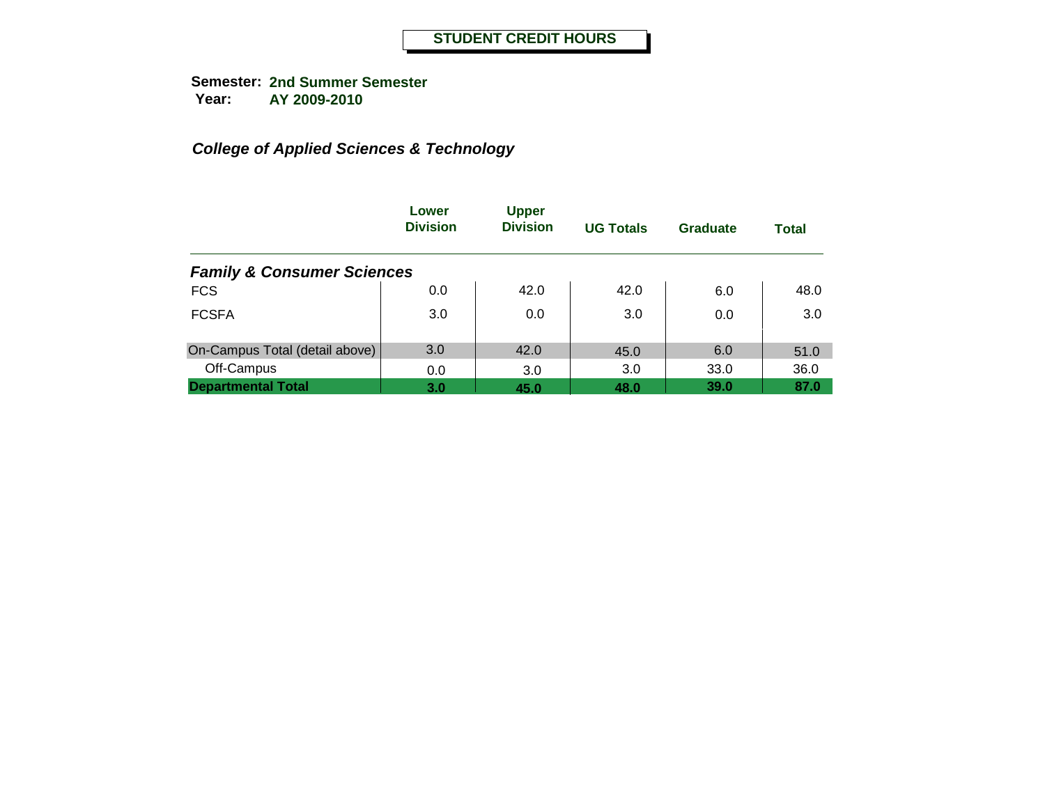# STUDENT CREDIT HOURS

**Semester:** 2nd Summer Semester
**Year:** AY 2009-2010

## *College of Applied Sciences & Technology*

| | Lower Division | Upper Division | UG Totals | Graduate | Total |
|---|---|---|---|---|---|
| ***Family & Consumer Sciences*** | | | | | |
| FCS | 0.0 | 42.0 | 42.0 | 6.0 | 48.0 |
| FCSFA | 3.0 | 0.0 | 3.0 | 0.0 | 3.0 |
| On-Campus Total (detail above) | 3.0 | 42.0 | 45.0 | 6.0 | 51.0 |
| Off-Campus | 0.0 | 3.0 | 3.0 | 33.0 | 36.0 |
| **Departmental Total** | **3.0** | **45.0** | **48.0** | **39.0** | **87.0** |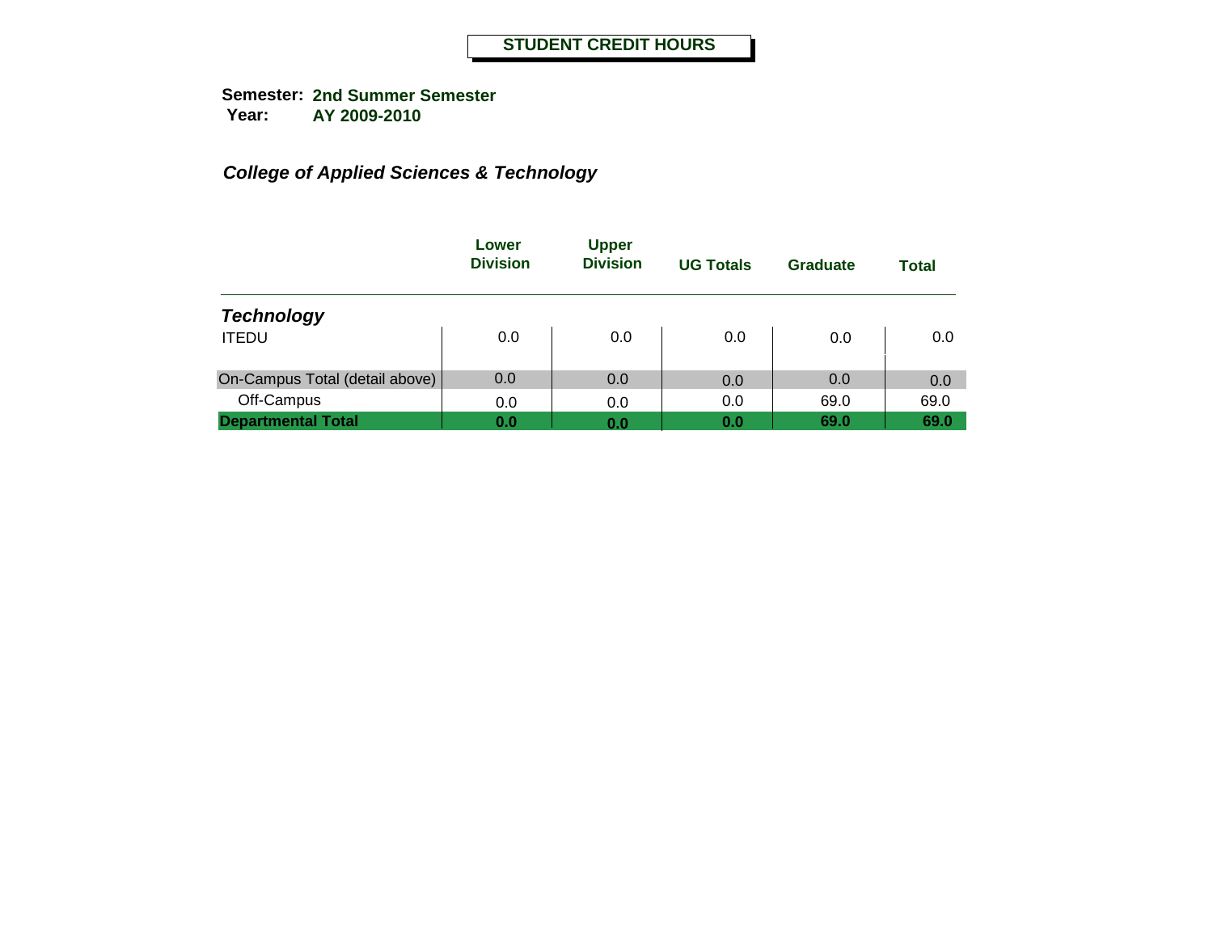# STUDENT CREDIT HOURS

**Semester:** **2nd Summer Semester**
**Year:** **AY 2009-2010**

## *College of Applied Sciences & Technology*

| | Lower Division | Upper Division | UG Totals | Graduate | Total |
|---|---|---|---|---|---|
| ***Technology*** | | | | | |
| ITEDU | 0.0 | 0.0 | 0.0 | 0.0 | 0.0 |
| On-Campus Total (detail above) | 0.0 | 0.0 | 0.0 | 0.0 | 0.0 |
| Off-Campus | 0.0 | 0.0 | 0.0 | 69.0 | 69.0 |
| **Departmental Total** | **0.0** | **0.0** | **0.0** | **69.0** | **69.0** |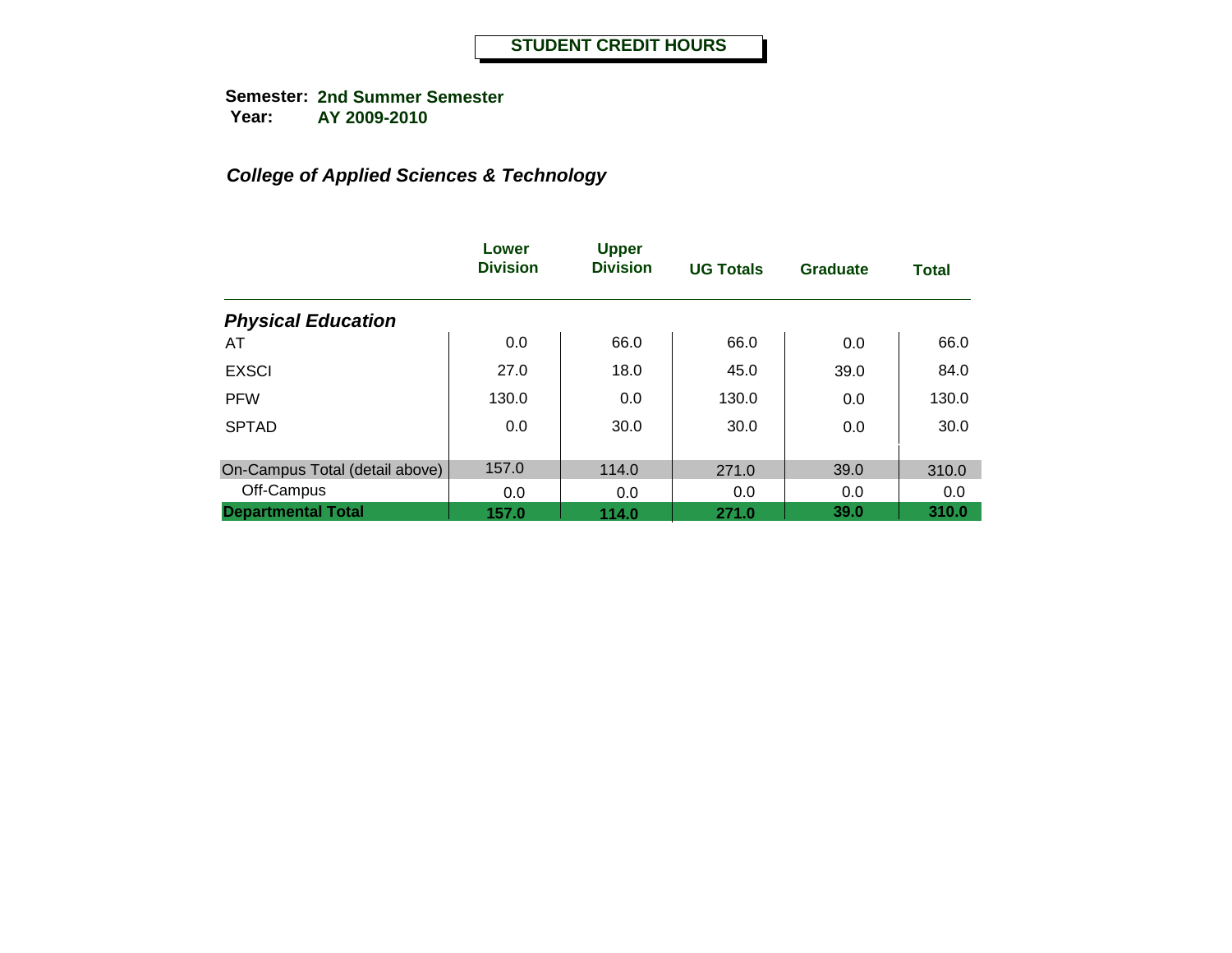# STUDENT CREDIT HOURS

**Semester:** **2nd Summer Semester**
**Year:** **AY 2009-2010**

## *College of Applied Sciences & Technology*

| | Lower Division | Upper Division | UG Totals | Graduate | Total |
|---|---|---|---|---|---|
| ***Physical Education*** | | | | | |
| AT | 0.0 | 66.0 | 66.0 | 0.0 | 66.0 |
| EXSCI | 27.0 | 18.0 | 45.0 | 39.0 | 84.0 |
| PFW | 130.0 | 0.0 | 130.0 | 0.0 | 130.0 |
| SPTAD | 0.0 | 30.0 | 30.0 | 0.0 | 30.0 |
| On-Campus Total (detail above) | 157.0 | 114.0 | 271.0 | 39.0 | 310.0 |
| Off-Campus | 0.0 | 0.0 | 0.0 | 0.0 | 0.0 |
| **Departmental Total** | **157.0** | **114.0** | **271.0** | **39.0** | **310.0** |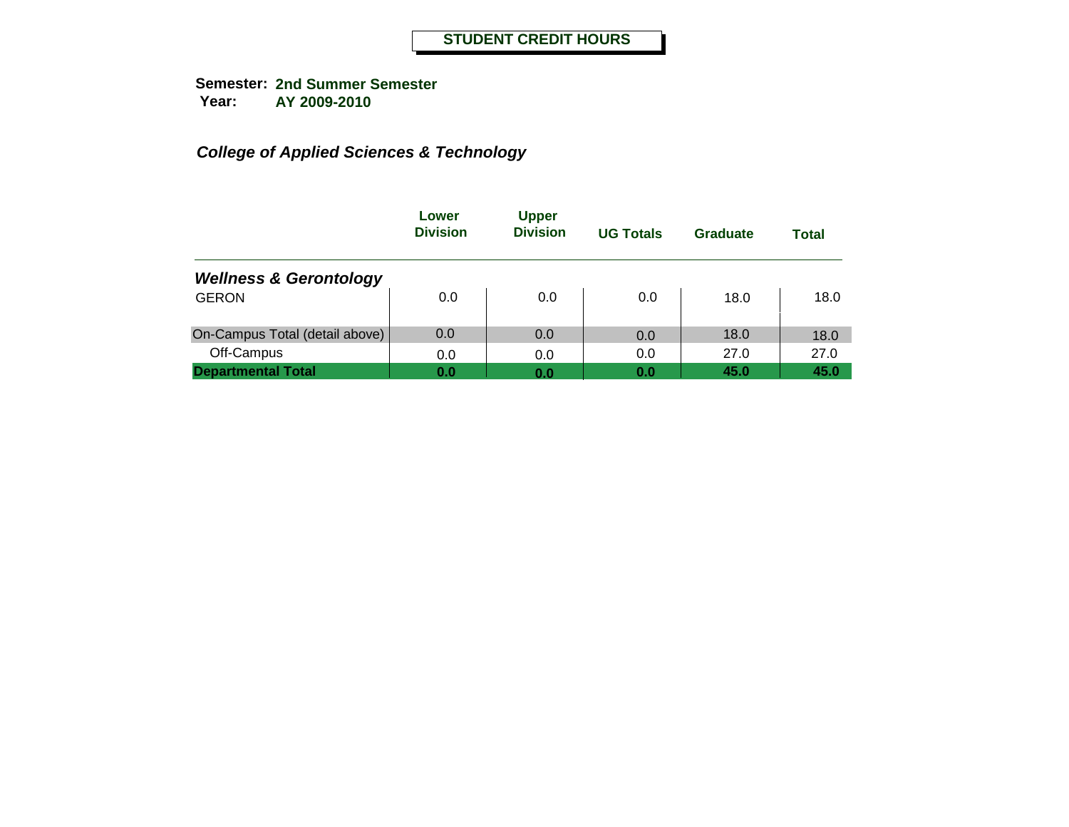# STUDENT CREDIT HOURS

**Semester:** 2nd Summer Semester
**Year:** AY 2009-2010

## *College of Applied Sciences & Technology*

| | Lower Division | Upper Division | UG Totals | Graduate | Total |
|---|---|---|---|---|---|
| ***Wellness & Gerontology*** | | | | | |
| GERON | 0.0 | 0.0 | 0.0 | 18.0 | 18.0 |
| On-Campus Total (detail above) | 0.0 | 0.0 | 0.0 | 18.0 | 18.0 |
| Off-Campus | 0.0 | 0.0 | 0.0 | 27.0 | 27.0 |
| **Departmental Total** | **0.0** | **0.0** | **0.0** | **45.0** | **45.0** |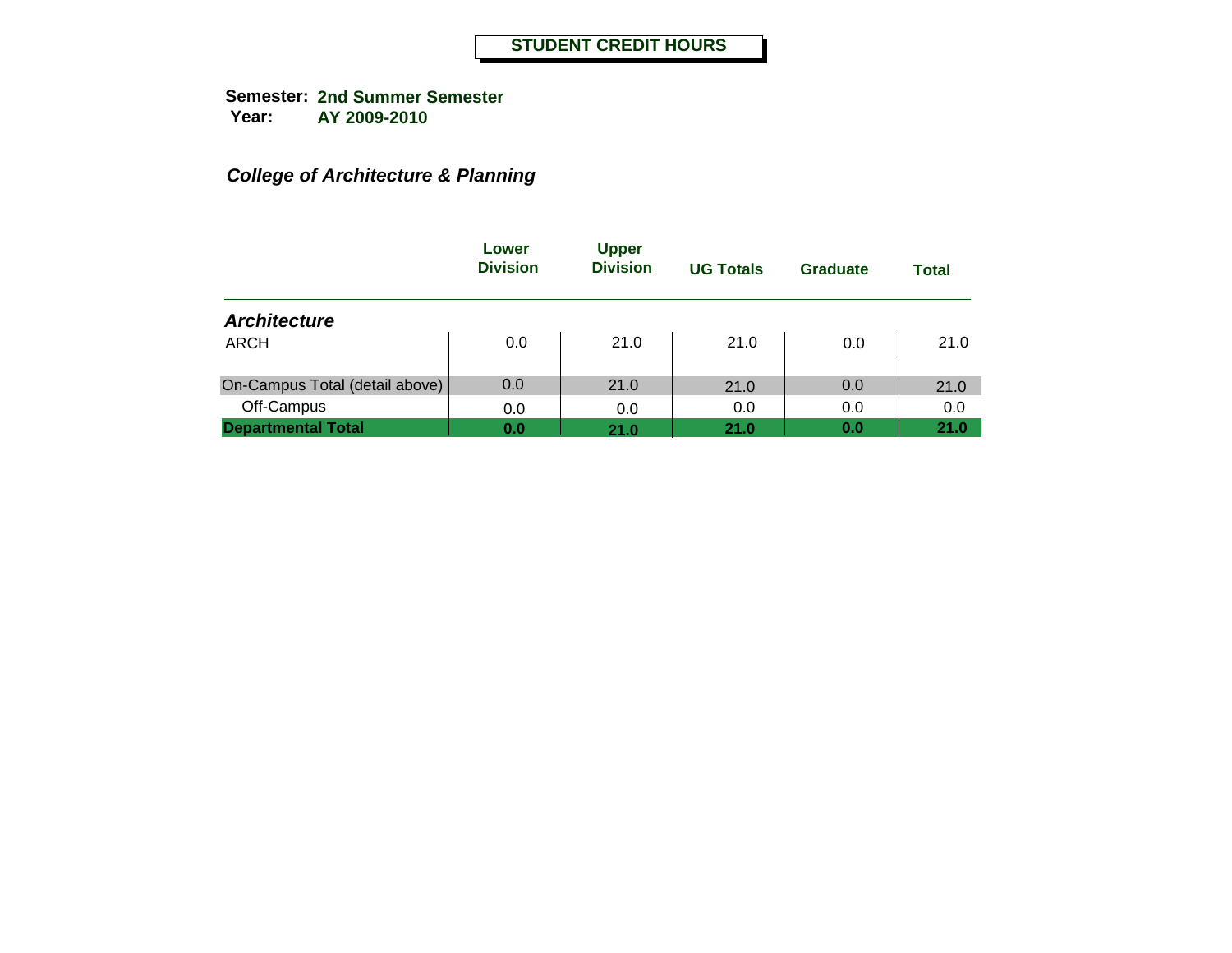# STUDENT CREDIT HOURS

**Semester:** **2nd Summer Semester**
**Year:** **AY 2009-2010**

***College of Architecture & Planning***

| | Lower Division | Upper Division | UG Totals | Graduate | Total |
|---|---|---|---|---|---|
| ***Architecture*** | | | | | |
| ARCH | 0.0 | 21.0 | 21.0 | 0.0 | 21.0 |
| On-Campus Total (detail above) | 0.0 | 21.0 | 21.0 | 0.0 | 21.0 |
| Off-Campus | 0.0 | 0.0 | 0.0 | 0.0 | 0.0 |
| **Departmental Total** | **0.0** | **21.0** | **21.0** | **0.0** | **21.0** |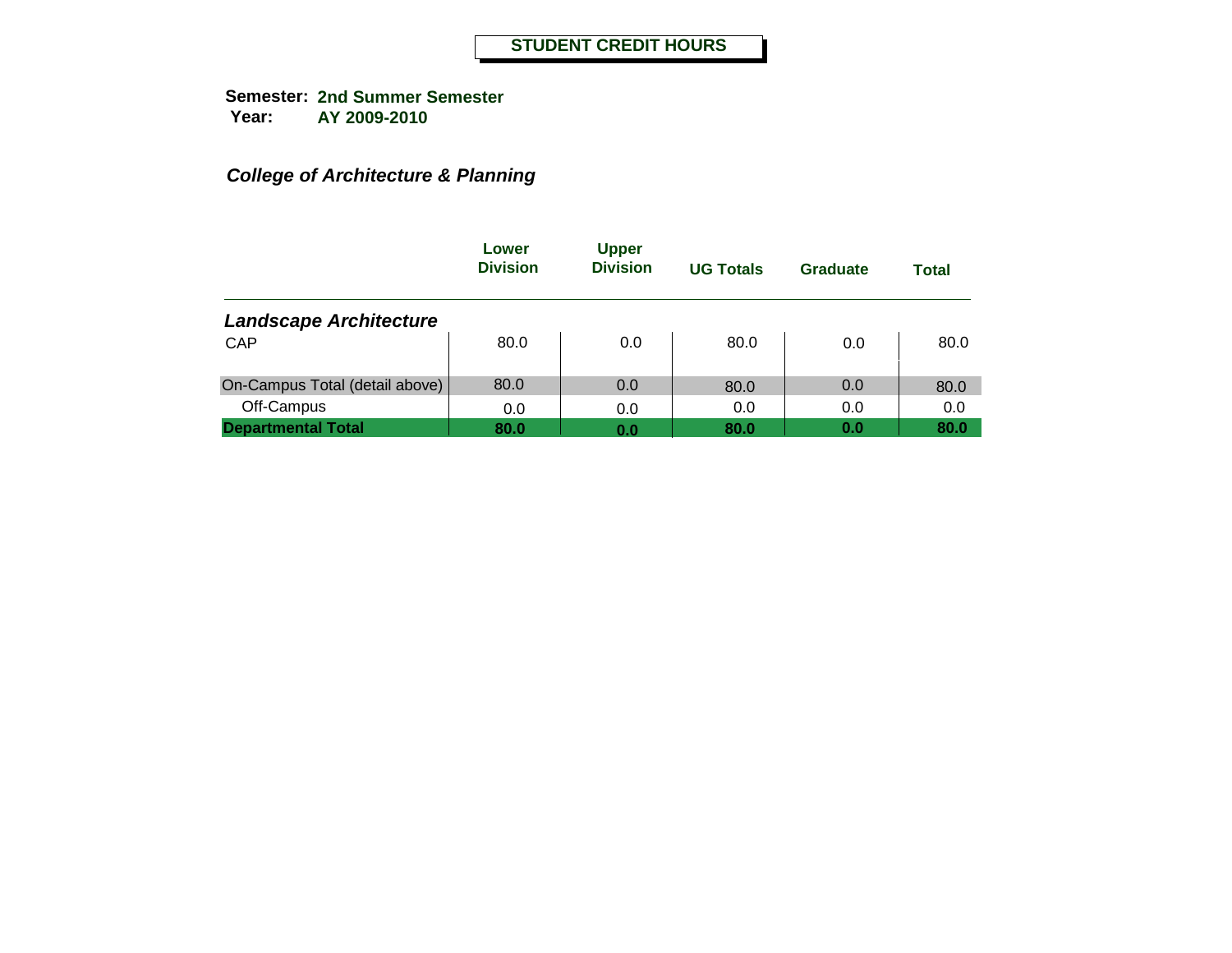# STUDENT CREDIT HOURS

**Semester:** 2nd Summer Semester
**Year:** AY 2009-2010

***College of Architecture & Planning***

| | Lower Division | Upper Division | UG Totals | Graduate | Total |
|---|---|---|---|---|---|
| ***Landscape Architecture*** | | | | | |
| CAP | 80.0 | 0.0 | 80.0 | 0.0 | 80.0 |
| On-Campus Total (detail above) | 80.0 | 0.0 | 80.0 | 0.0 | 80.0 |
| Off-Campus | 0.0 | 0.0 | 0.0 | 0.0 | 0.0 |
| **Departmental Total** | **80.0** | **0.0** | **80.0** | **0.0** | **80.0** |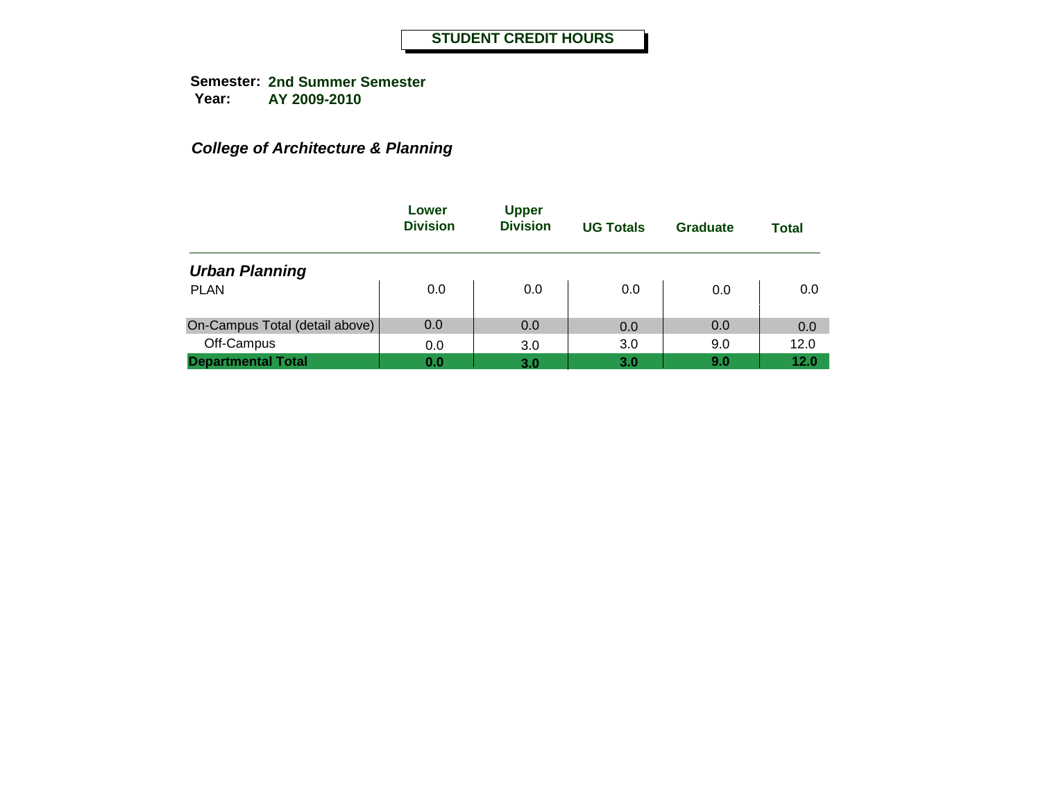# STUDENT CREDIT HOURS

**Semester:** 2nd Summer Semester
**Year:** AY 2009-2010

***College of Architecture & Planning***

| | Lower Division | Upper Division | UG Totals | Graduate | Total |
|---|---|---|---|---|---|
| ***Urban Planning*** | | | | | |
| PLAN | 0.0 | 0.0 | 0.0 | 0.0 | 0.0 |
| On-Campus Total (detail above) | 0.0 | 0.0 | 0.0 | 0.0 | 0.0 |
| Off-Campus | 0.0 | 3.0 | 3.0 | 9.0 | 12.0 |
| **Departmental Total** | **0.0** | **3.0** | **3.0** | **9.0** | **12.0** |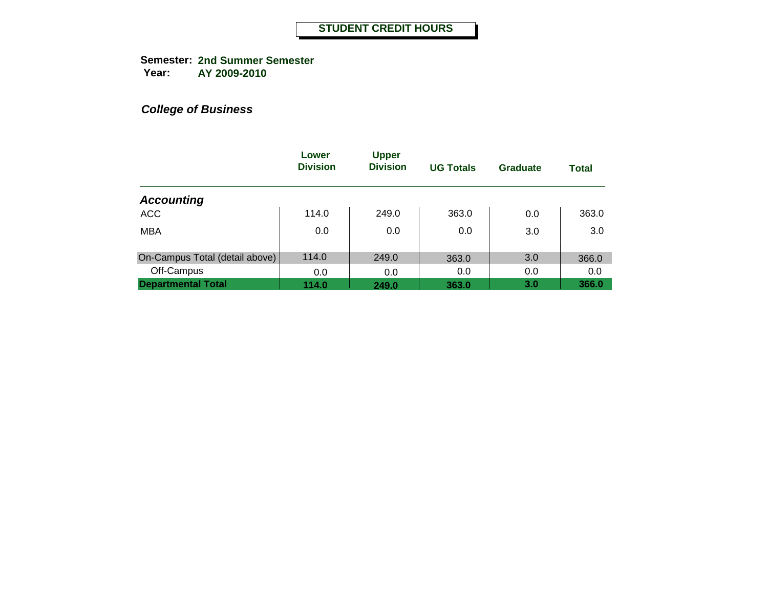# STUDENT CREDIT HOURS

**Semester:** 2nd Summer Semester
**Year:** AY 2009-2010

***College of Business***

| | Lower Division | Upper Division | UG Totals | Graduate | Total |
|---|---|---|---|---|---|
| ***Accounting*** | | | | | |
| ACC | 114.0 | 249.0 | 363.0 | 0.0 | 363.0 |
| MBA | 0.0 | 0.0 | 0.0 | 3.0 | 3.0 |
| On-Campus Total (detail above) | 114.0 | 249.0 | 363.0 | 3.0 | 366.0 |
| Off-Campus | 0.0 | 0.0 | 0.0 | 0.0 | 0.0 |
| **Departmental Total** | **114.0** | **249.0** | **363.0** | **3.0** | **366.0** |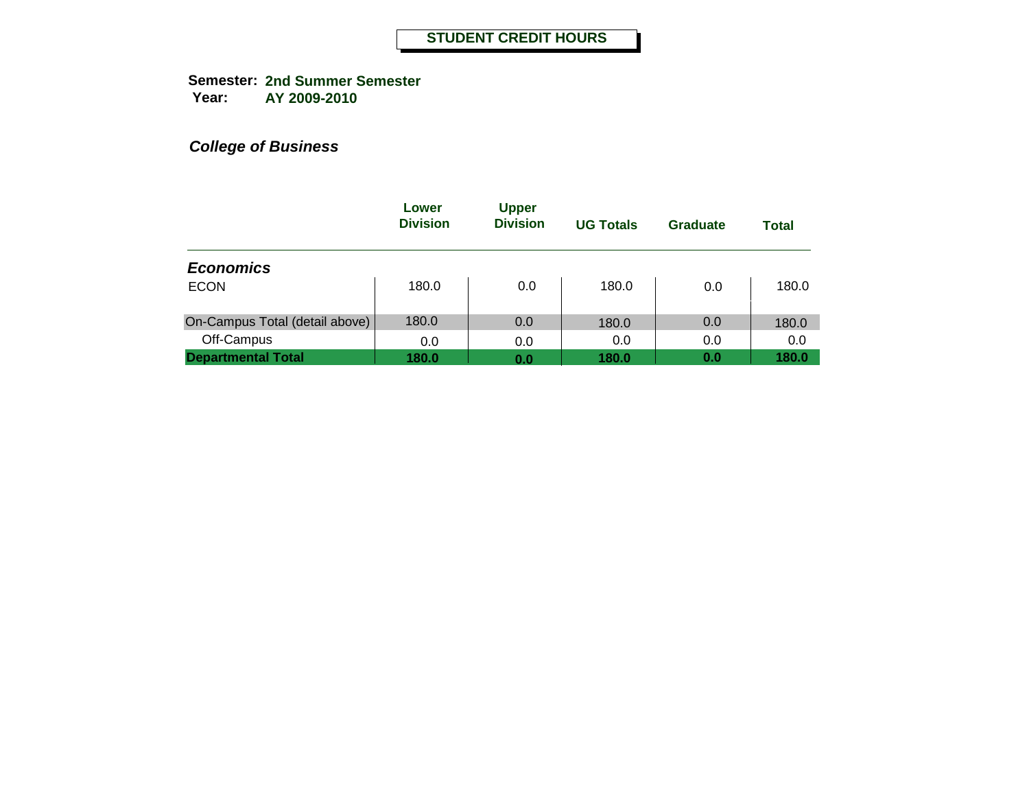# STUDENT CREDIT HOURS

**Semester:** **2nd Summer Semester**
**Year:** **AY 2009-2010**

***College of Business***

| | Lower Division | Upper Division | UG Totals | Graduate | Total |
|---|---|---|---|---|---|
| ***Economics*** | | | | | |
| ECON | 180.0 | 0.0 | 180.0 | 0.0 | 180.0 |
| On-Campus Total (detail above) | 180.0 | 0.0 | 180.0 | 0.0 | 180.0 |
| Off-Campus | 0.0 | 0.0 | 0.0 | 0.0 | 0.0 |
| **Departmental Total** | **180.0** | **0.0** | **180.0** | **0.0** | **180.0** |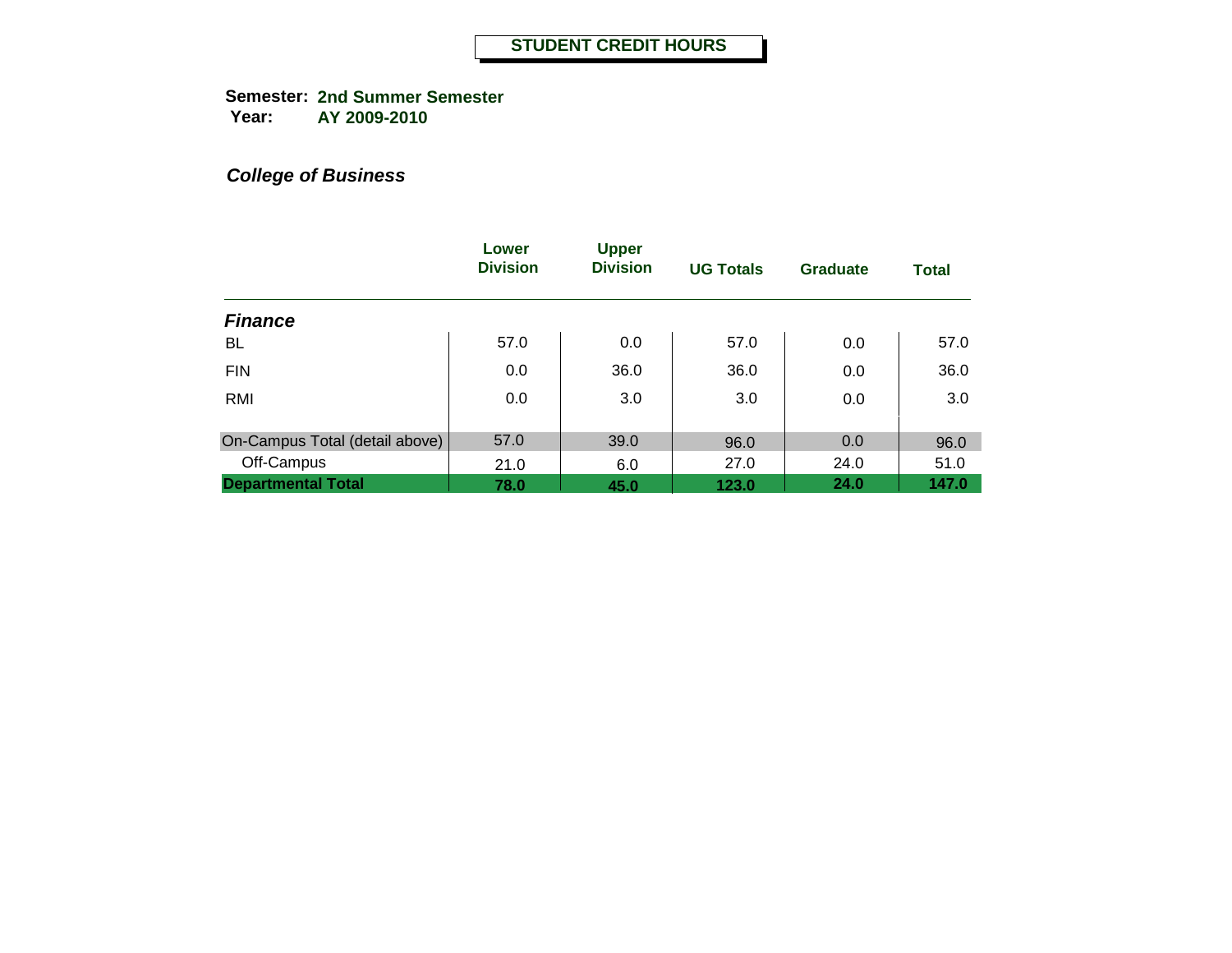# STUDENT CREDIT HOURS

**Semester:** **2nd Summer Semester**
**Year:** **AY 2009-2010**

***College of Business***

| | Lower Division | Upper Division | UG Totals | Graduate | Total |
|---|---|---|---|---|---|
| ***Finance*** | | | | | |
| BL | 57.0 | 0.0 | 57.0 | 0.0 | 57.0 |
| FIN | 0.0 | 36.0 | 36.0 | 0.0 | 36.0 |
| RMI | 0.0 | 3.0 | 3.0 | 0.0 | 3.0 |
| On-Campus Total (detail above) | 57.0 | 39.0 | 96.0 | 0.0 | 96.0 |
| Off-Campus | 21.0 | 6.0 | 27.0 | 24.0 | 51.0 |
| **Departmental Total** | **78.0** | **45.0** | **123.0** | **24.0** | **147.0** |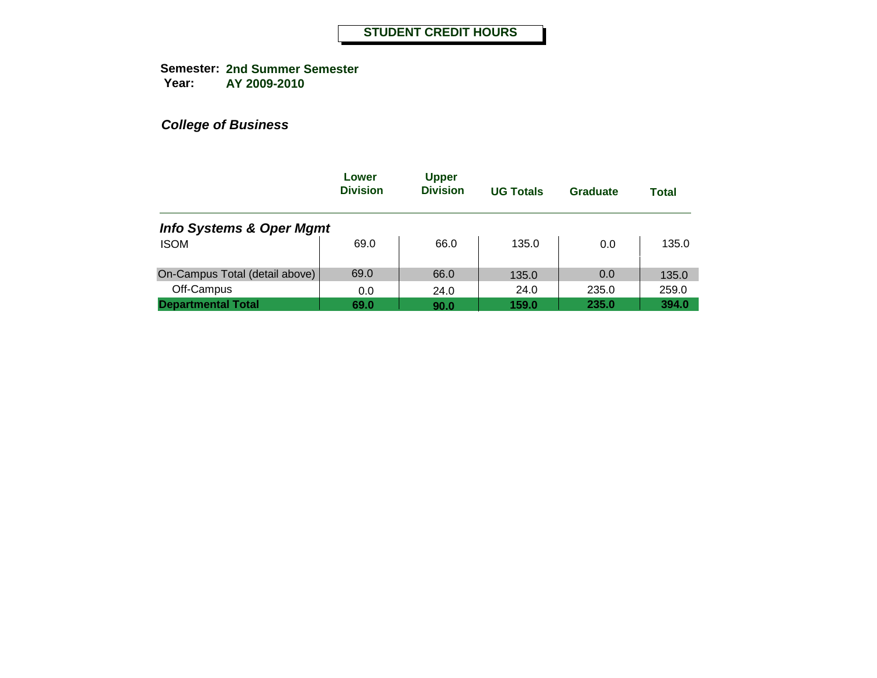# STUDENT CREDIT HOURS

**Semester:** **2nd Summer Semester**
**Year:** **AY 2009-2010**

***College of Business***

| | Lower Division | Upper Division | UG Totals | Graduate | Total |
|---|---|---|---|---|---|
| ***Info Systems & Oper Mgmt*** | | | | | |
| ISOM | 69.0 | 66.0 | 135.0 | 0.0 | 135.0 |
| On-Campus Total (detail above) | 69.0 | 66.0 | 135.0 | 0.0 | 135.0 |
| Off-Campus | 0.0 | 24.0 | 24.0 | 235.0 | 259.0 |
| **Departmental Total** | **69.0** | **90.0** | **159.0** | **235.0** | **394.0** |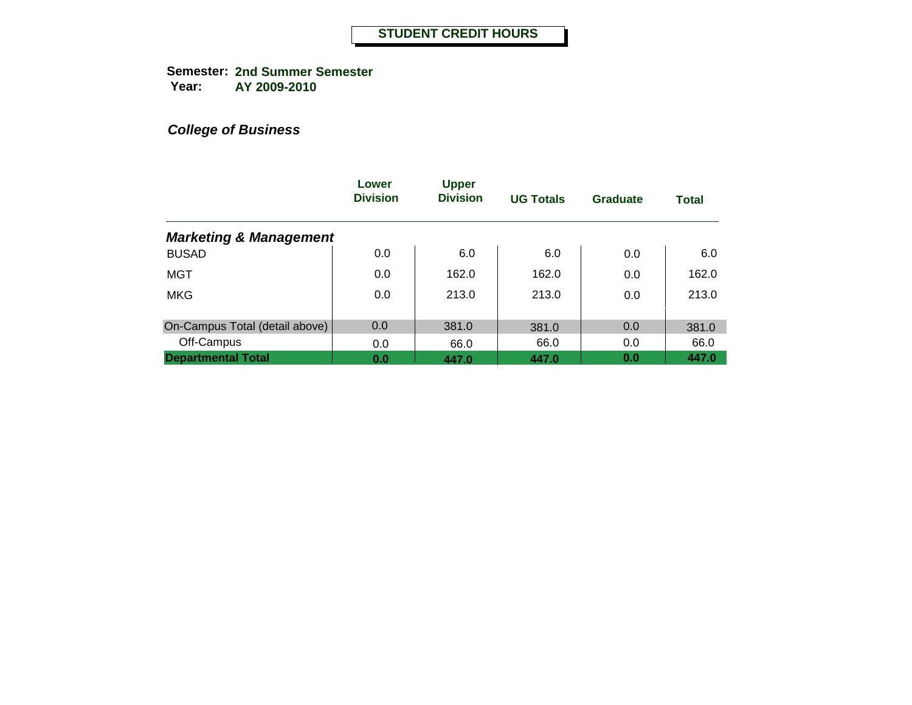# STUDENT CREDIT HOURS

**Semester:** **2nd Summer Semester**
**Year:** **AY 2009-2010**

***College of Business***

| | Lower Division | Upper Division | UG Totals | Graduate | Total |
|---|---|---|---|---|---|
| ***Marketing & Management*** | | | | | |
| BUSAD | 0.0 | 6.0 | 6.0 | 0.0 | 6.0 |
| MGT | 0.0 | 162.0 | 162.0 | 0.0 | 162.0 |
| MKG | 0.0 | 213.0 | 213.0 | 0.0 | 213.0 |
| On-Campus Total (detail above) | 0.0 | 381.0 | 381.0 | 0.0 | 381.0 |
| Off-Campus | 0.0 | 66.0 | 66.0 | 0.0 | 66.0 |
| **Departmental Total** | **0.0** | **447.0** | **447.0** | **0.0** | **447.0** |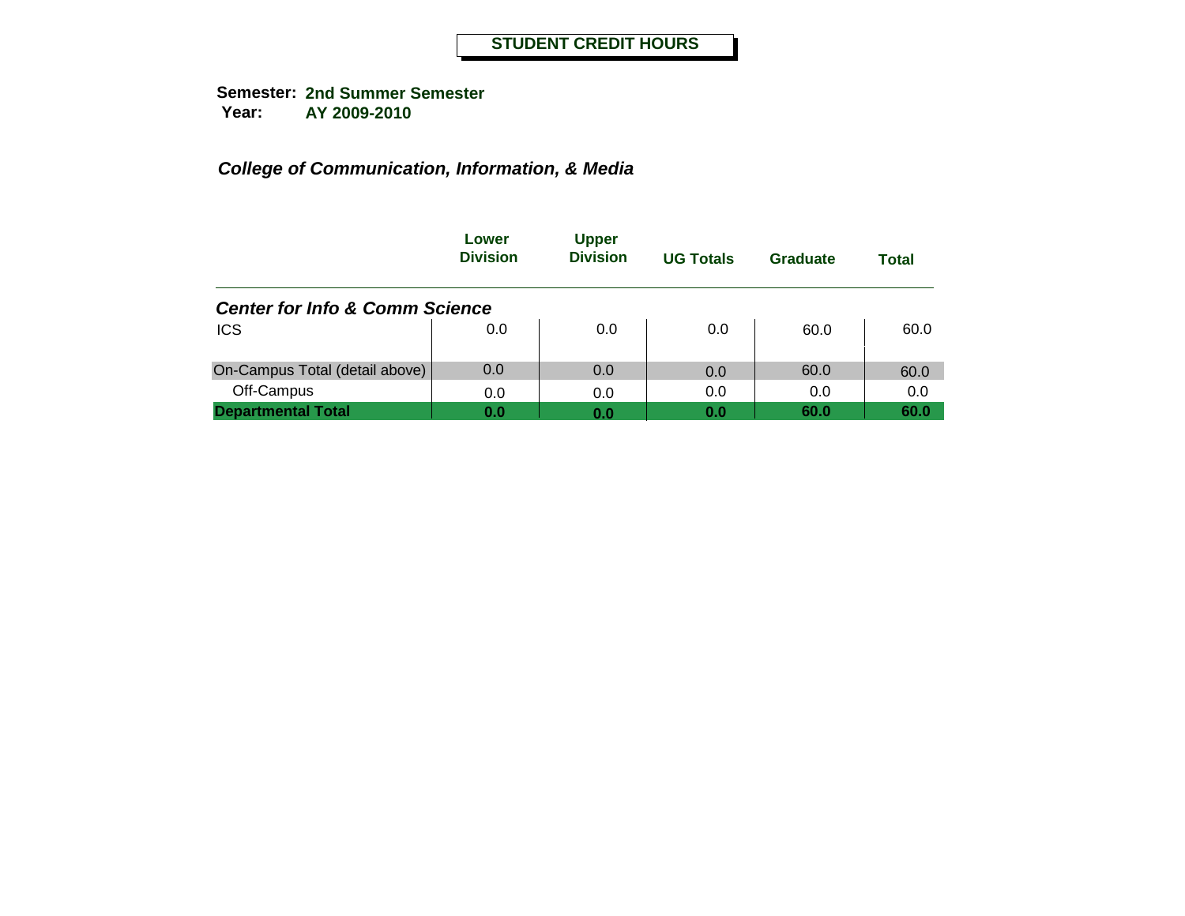# STUDENT CREDIT HOURS

**Semester:** **2nd Summer Semester**
**Year:** **AY 2009-2010**

***College of Communication, Information, & Media***

| | Lower Division | Upper Division | UG Totals | Graduate | Total |
|---|---|---|---|---|---|
| ***Center for Info & Comm Science*** | | | | | |
| ICS | 0.0 | 0.0 | 0.0 | 60.0 | 60.0 |
| On-Campus Total (detail above) | 0.0 | 0.0 | 0.0 | 60.0 | 60.0 |
| Off-Campus | 0.0 | 0.0 | 0.0 | 0.0 | 0.0 |
| **Departmental Total** | **0.0** | **0.0** | **0.0** | **60.0** | **60.0** |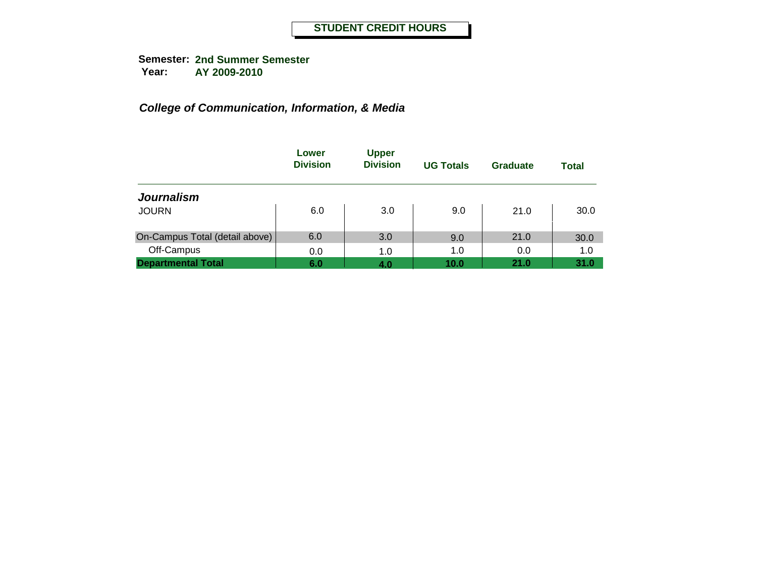# STUDENT CREDIT HOURS

**Semester:** **2nd Summer Semester**
**Year:** **AY 2009-2010**

***College of Communication, Information, & Media***

| | Lower Division | Upper Division | UG Totals | Graduate | Total |
|---|---|---|---|---|---|
| ***Journalism*** | | | | | |
| JOURN | 6.0 | 3.0 | 9.0 | 21.0 | 30.0 |
| On-Campus Total (detail above) | 6.0 | 3.0 | 9.0 | 21.0 | 30.0 |
| Off-Campus | 0.0 | 1.0 | 1.0 | 0.0 | 1.0 |
| **Departmental Total** | **6.0** | **4.0** | **10.0** | **21.0** | **31.0** |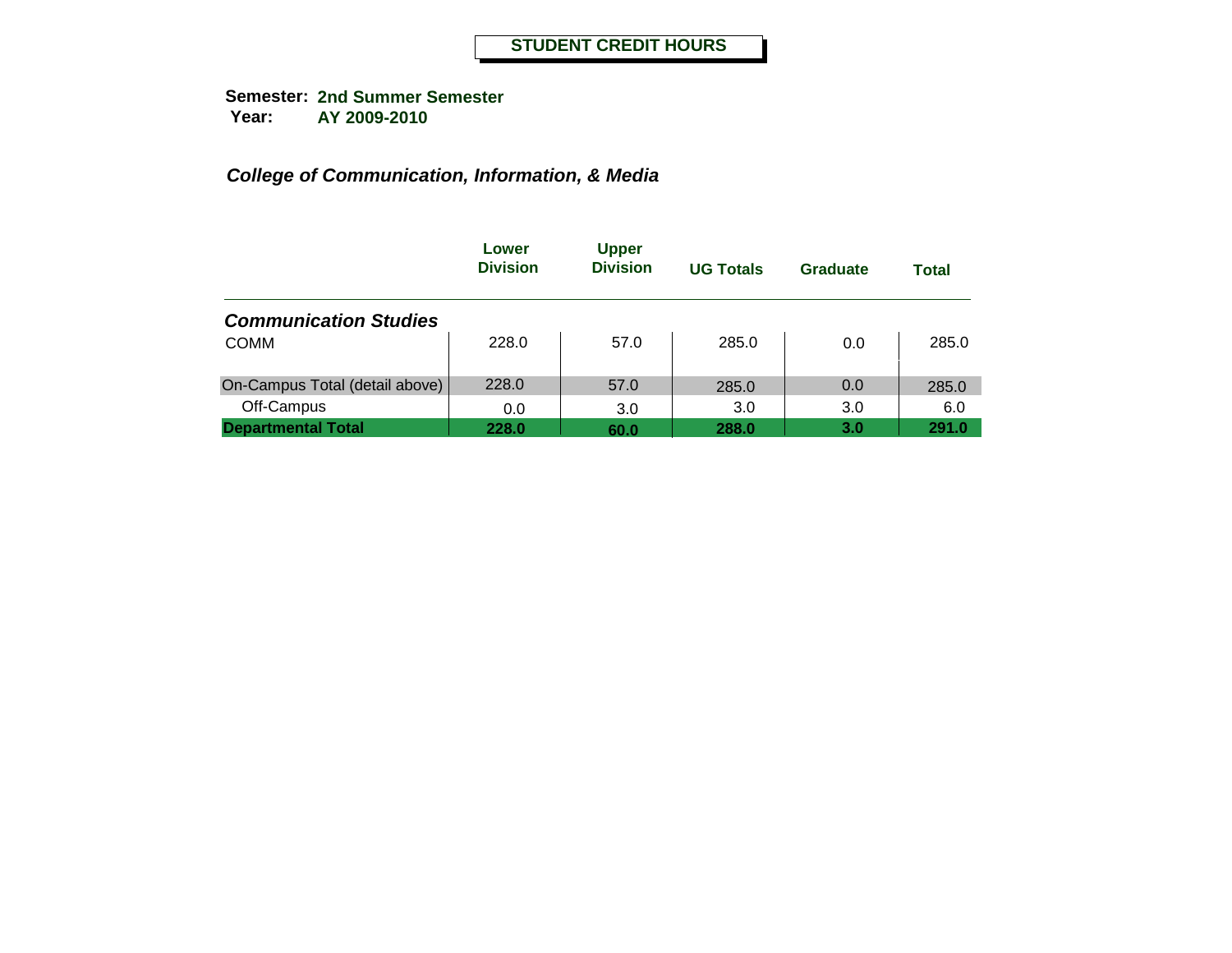# STUDENT CREDIT HOURS

**Semester:** **2nd Summer Semester**
**Year:** **AY 2009-2010**

## *College of Communication, Information, & Media*

| | Lower Division | Upper Division | UG Totals | Graduate | Total |
|---|---|---|---|---|---|
| ***Communication Studies*** | | | | | |
| COMM | 228.0 | 57.0 | 285.0 | 0.0 | 285.0 |
| On-Campus Total (detail above) | 228.0 | 57.0 | 285.0 | 0.0 | 285.0 |
| Off-Campus | 0.0 | 3.0 | 3.0 | 3.0 | 6.0 |
| **Departmental Total** | **228.0** | **60.0** | **288.0** | **3.0** | **291.0** |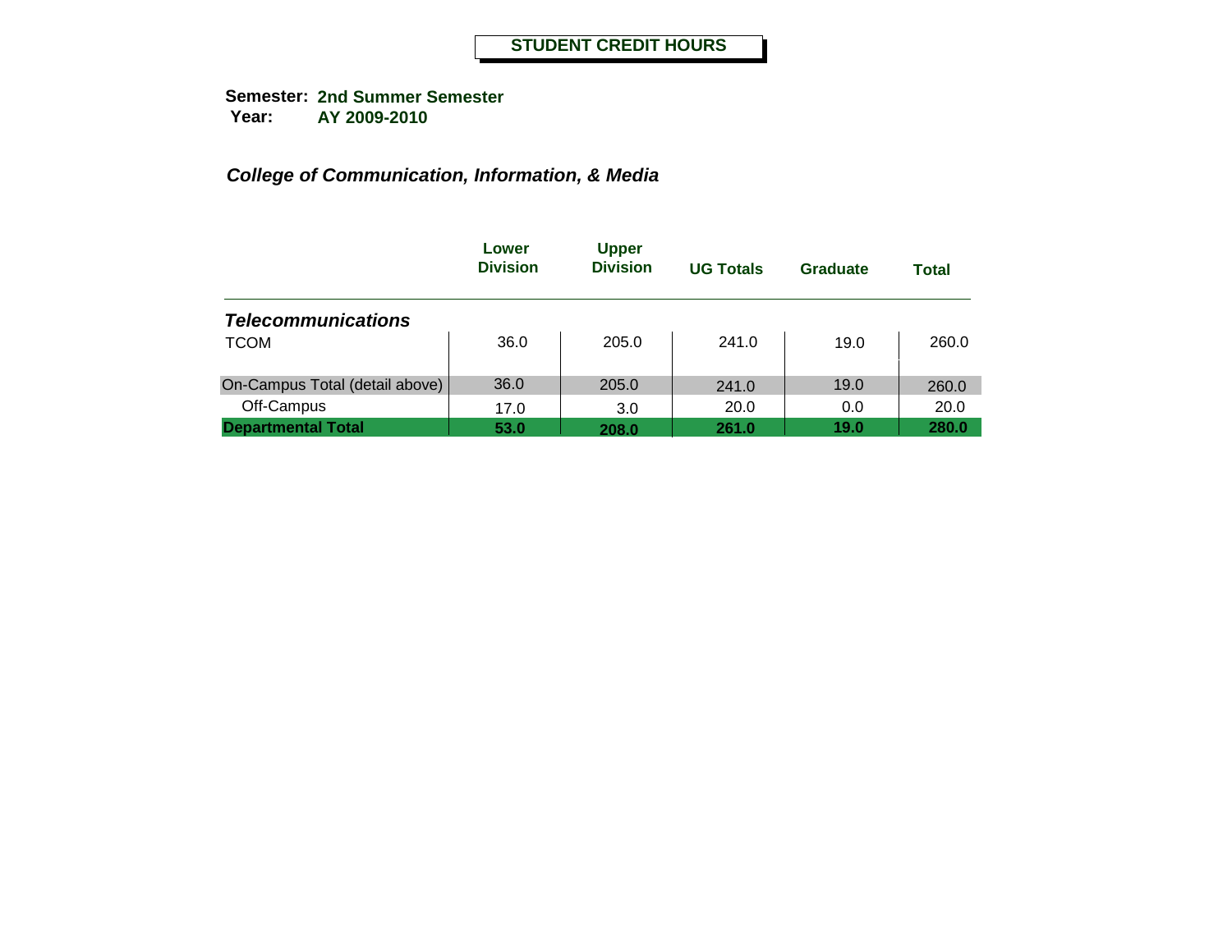# STUDENT CREDIT HOURS

**Semester:** **2nd Summer Semester**
**Year:** **AY 2009-2010**

***College of Communication, Information, & Media***

| | Lower Division | Upper Division | UG Totals | Graduate | Total |
|---|---|---|---|---|---|
| ***Telecommunications*** | | | | | |
| TCOM | 36.0 | 205.0 | 241.0 | 19.0 | 260.0 |
| On-Campus Total (detail above) | 36.0 | 205.0 | 241.0 | 19.0 | 260.0 |
| Off-Campus | 17.0 | 3.0 | 20.0 | 0.0 | 20.0 |
| **Departmental Total** | **53.0** | **208.0** | **261.0** | **19.0** | **280.0** |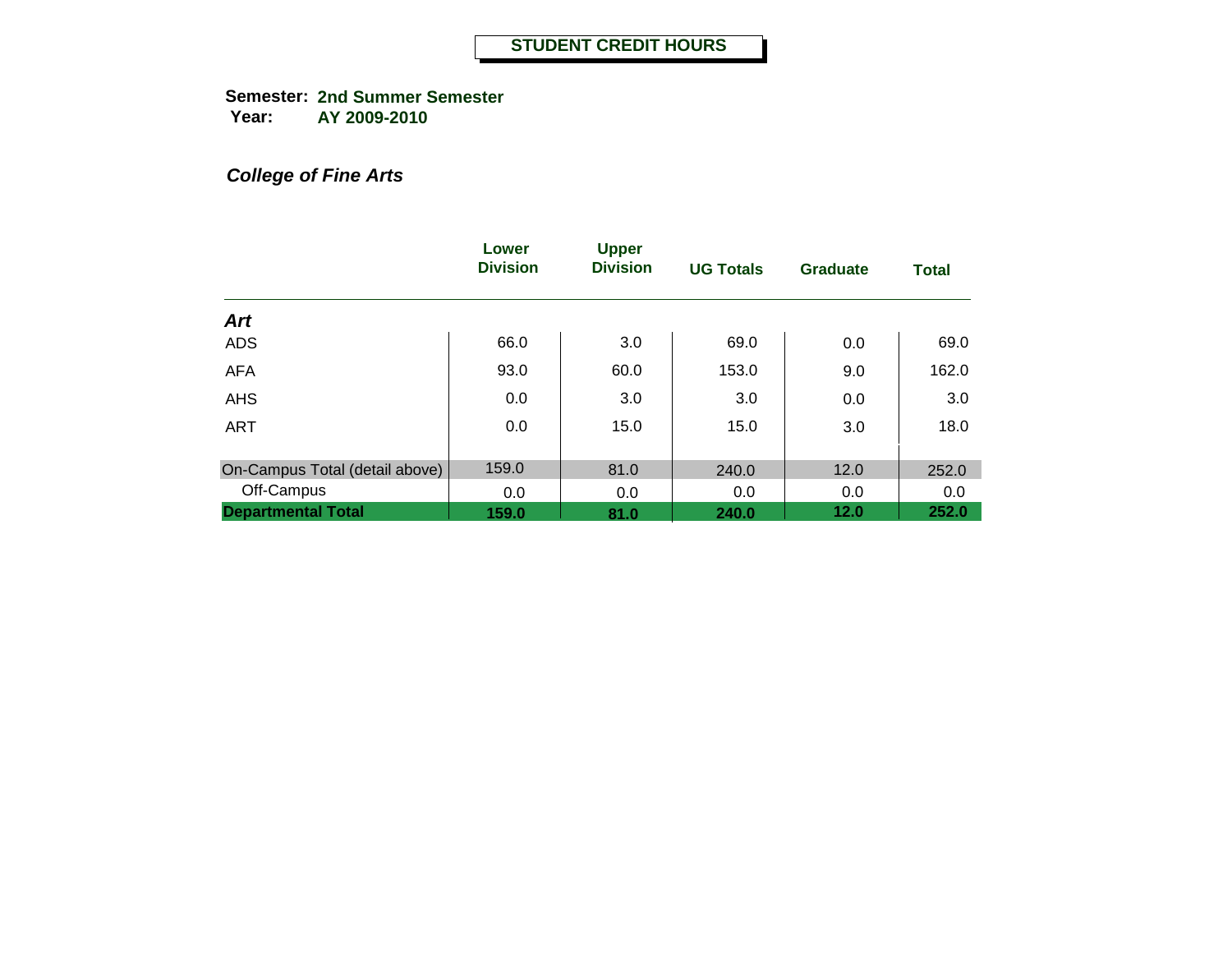# STUDENT CREDIT HOURS

**Semester:** **2nd Summer Semester**
**Year:** **AY 2009-2010**

## *College of Fine Arts*

| | Lower Division | Upper Division | UG Totals | Graduate | Total |
|---|---|---|---|---|---|
| ***Art*** | | | | | |
| ADS | 66.0 | 3.0 | 69.0 | 0.0 | 69.0 |
| AFA | 93.0 | 60.0 | 153.0 | 9.0 | 162.0 |
| AHS | 0.0 | 3.0 | 3.0 | 0.0 | 3.0 |
| ART | 0.0 | 15.0 | 15.0 | 3.0 | 18.0 |
| On-Campus Total (detail above) | 159.0 | 81.0 | 240.0 | 12.0 | 252.0 |
| Off-Campus | 0.0 | 0.0 | 0.0 | 0.0 | 0.0 |
| **Departmental Total** | **159.0** | **81.0** | **240.0** | **12.0** | **252.0** |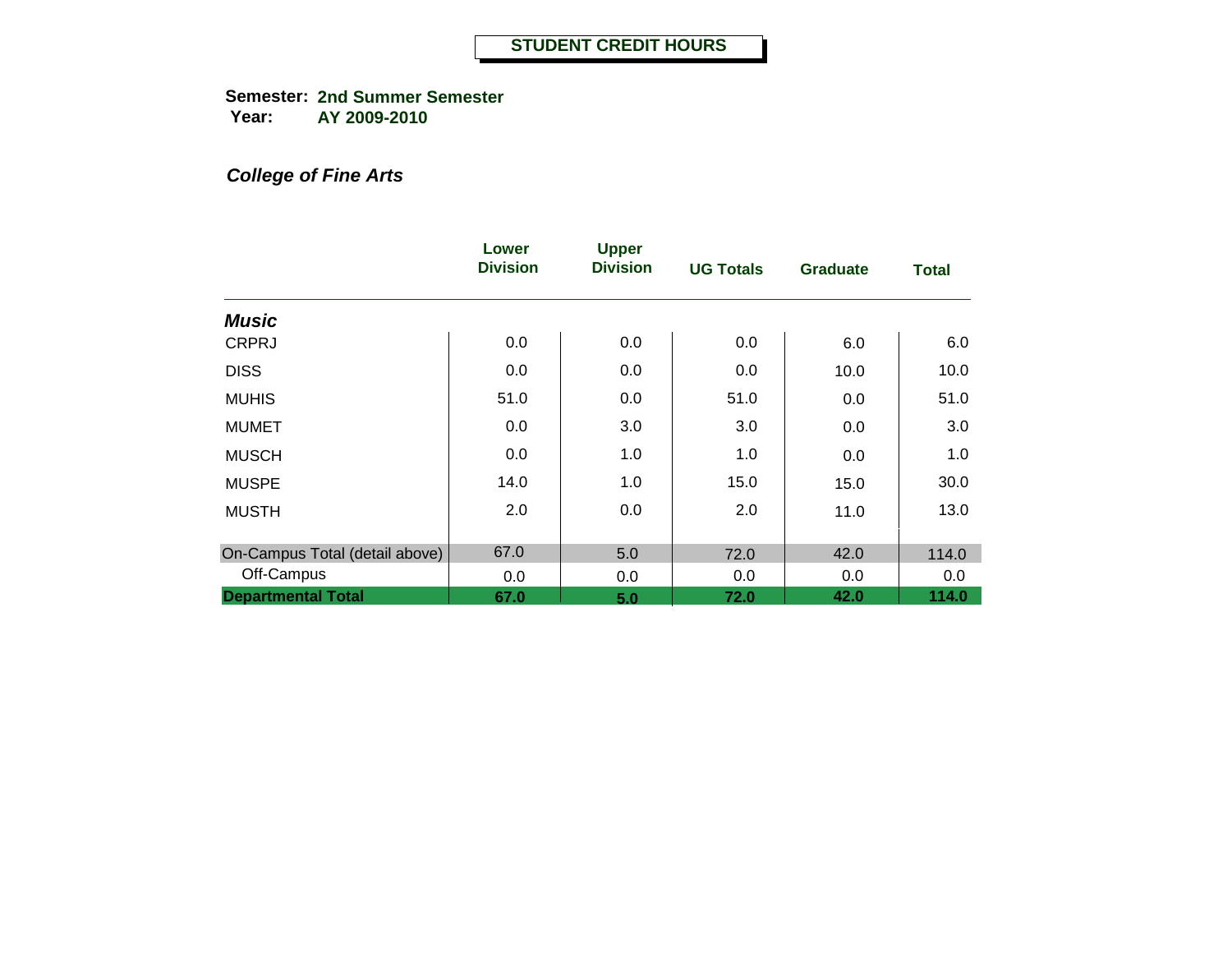**STUDENT CREDIT HOURS**

**Semester:** **2nd Summer Semester**
**Year:** **AY 2009-2010**

***College of Fine Arts***

| | Lower Division | Upper Division | UG Totals | Graduate | Total |
|---|---|---|---|---|---|
| ***Music*** | | | | | |
| CRPRJ | 0.0 | 0.0 | 0.0 | 6.0 | 6.0 |
| DISS | 0.0 | 0.0 | 0.0 | 10.0 | 10.0 |
| MUHIS | 51.0 | 0.0 | 51.0 | 0.0 | 51.0 |
| MUMET | 0.0 | 3.0 | 3.0 | 0.0 | 3.0 |
| MUSCH | 0.0 | 1.0 | 1.0 | 0.0 | 1.0 |
| MUSPE | 14.0 | 1.0 | 15.0 | 15.0 | 30.0 |
| MUSTH | 2.0 | 0.0 | 2.0 | 11.0 | 13.0 |
| On-Campus Total (detail above) | 67.0 | 5.0 | 72.0 | 42.0 | 114.0 |
| Off-Campus | 0.0 | 0.0 | 0.0 | 0.0 | 0.0 |
| **Departmental Total** | **67.0** | **5.0** | **72.0** | **42.0** | **114.0** |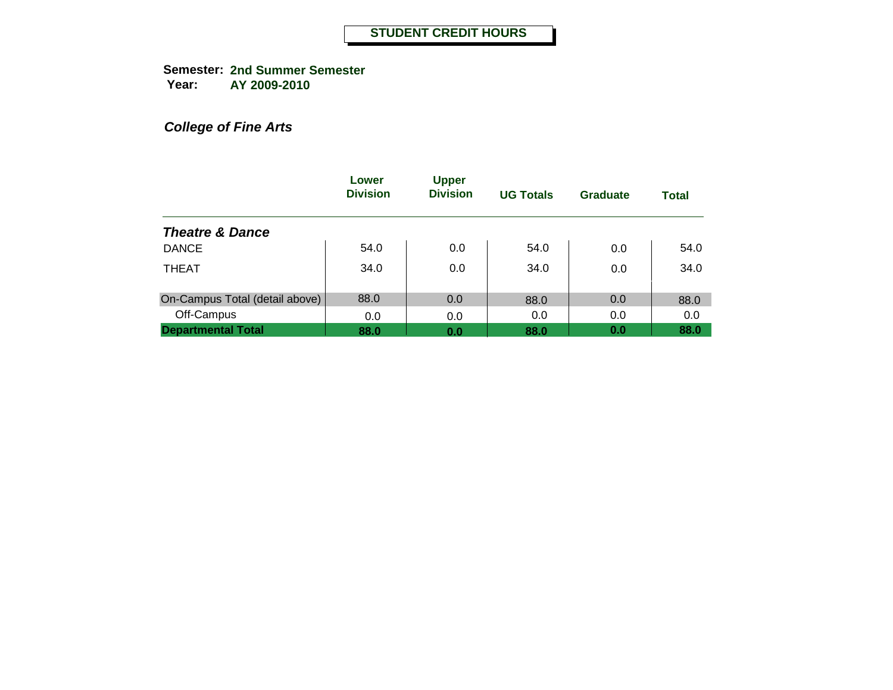# STUDENT CREDIT HOURS

**Semester:** **2nd Summer Semester**
**Year:** **AY 2009-2010**

***College of Fine Arts***

| | Lower Division | Upper Division | UG Totals | Graduate | Total |
|---|---|---|---|---|---|
| ***Theatre & Dance*** | | | | | |
| DANCE | 54.0 | 0.0 | 54.0 | 0.0 | 54.0 |
| THEAT | 34.0 | 0.0 | 34.0 | 0.0 | 34.0 |
| On-Campus Total (detail above) | 88.0 | 0.0 | 88.0 | 0.0 | 88.0 |
| Off-Campus | 0.0 | 0.0 | 0.0 | 0.0 | 0.0 |
| **Departmental Total** | **88.0** | **0.0** | **88.0** | **0.0** | **88.0** |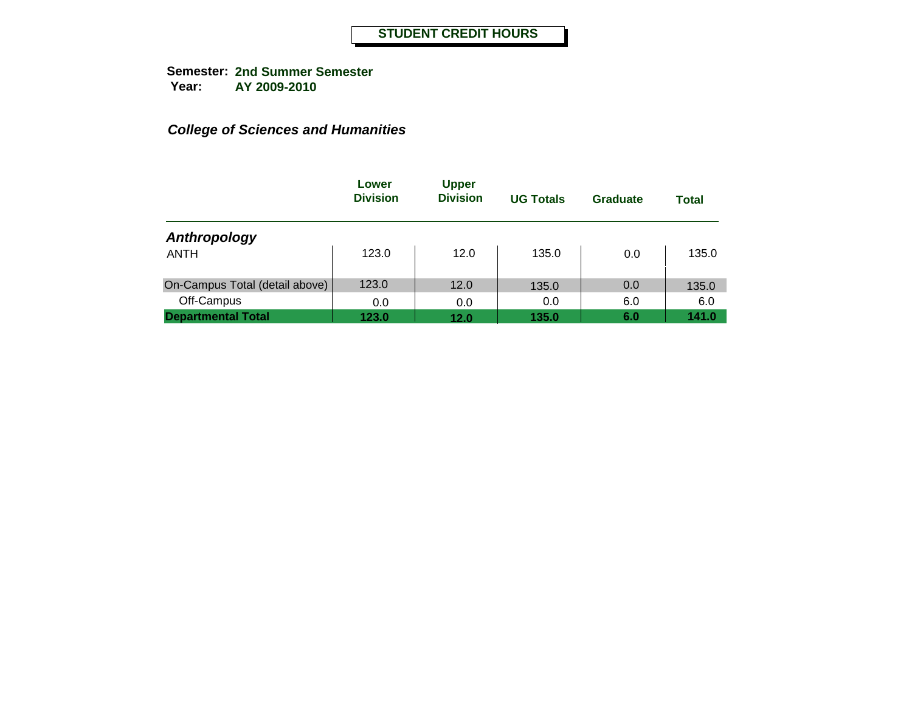# STUDENT CREDIT HOURS

**Semester:** **2nd Summer Semester**
**Year:** **AY 2009-2010**

***College of Sciences and Humanities***

| | Lower Division | Upper Division | UG Totals | Graduate | Total |
|---|---|---|---|---|---|
| ***Anthropology*** | | | | | |
| ANTH | 123.0 | 12.0 | 135.0 | 0.0 | 135.0 |
| On-Campus Total (detail above) | 123.0 | 12.0 | 135.0 | 0.0 | 135.0 |
| Off-Campus | 0.0 | 0.0 | 0.0 | 6.0 | 6.0 |
| **Departmental Total** | **123.0** | **12.0** | **135.0** | **6.0** | **141.0** |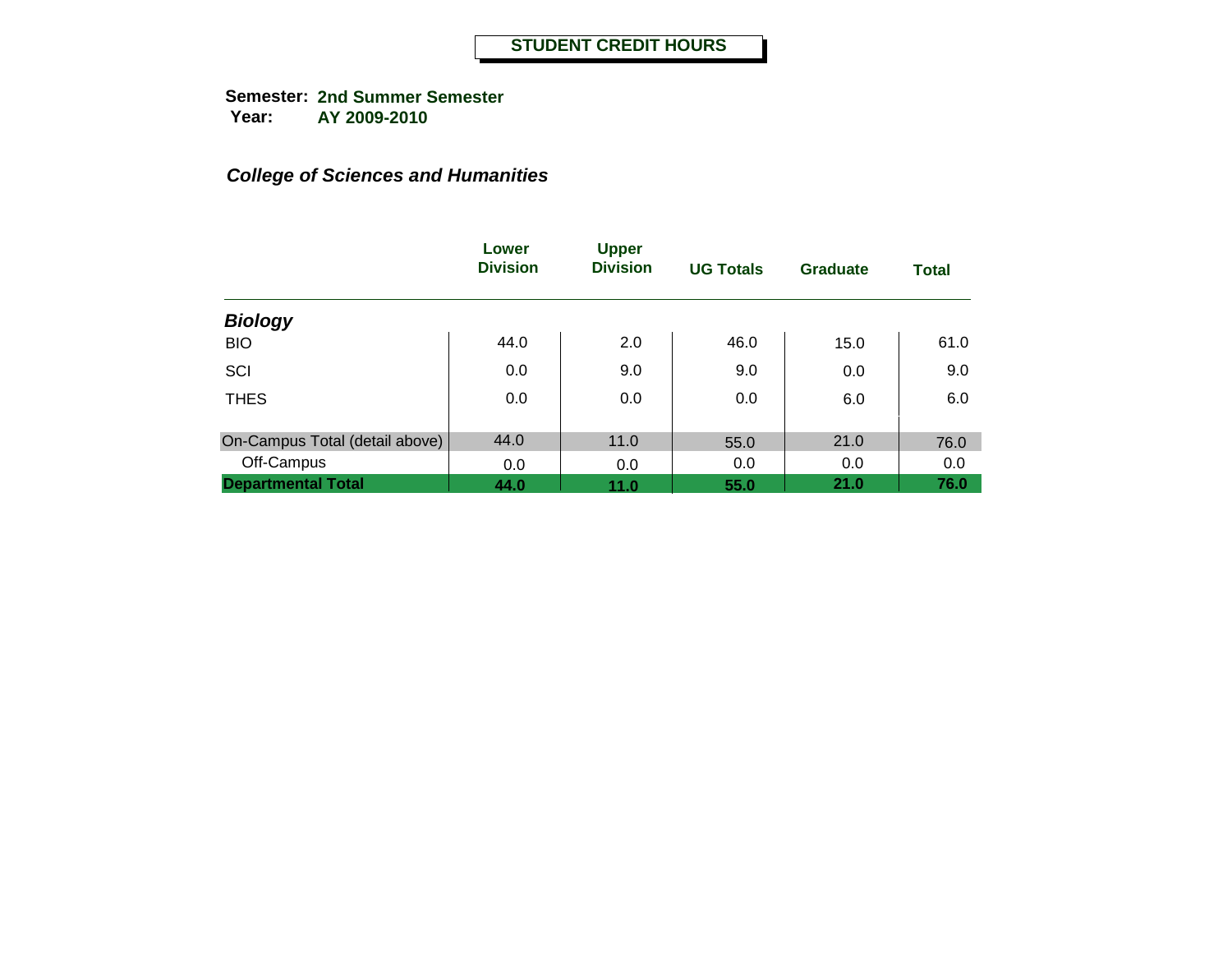**STUDENT CREDIT HOURS**

**Semester:** **2nd Summer Semester**
**Year:** **AY 2009-2010**

***College of Sciences and Humanities***

| | Lower Division | Upper Division | UG Totals | Graduate | Total |
|---|---|---|---|---|---|
| ***Biology*** | | | | | |
| BIO | 44.0 | 2.0 | 46.0 | 15.0 | 61.0 |
| SCI | 0.0 | 9.0 | 9.0 | 0.0 | 9.0 |
| THES | 0.0 | 0.0 | 0.0 | 6.0 | 6.0 |
| On-Campus Total (detail above) | 44.0 | 11.0 | 55.0 | 21.0 | 76.0 |
| Off-Campus | 0.0 | 0.0 | 0.0 | 0.0 | 0.0 |
| **Departmental Total** | **44.0** | **11.0** | **55.0** | **21.0** | **76.0** |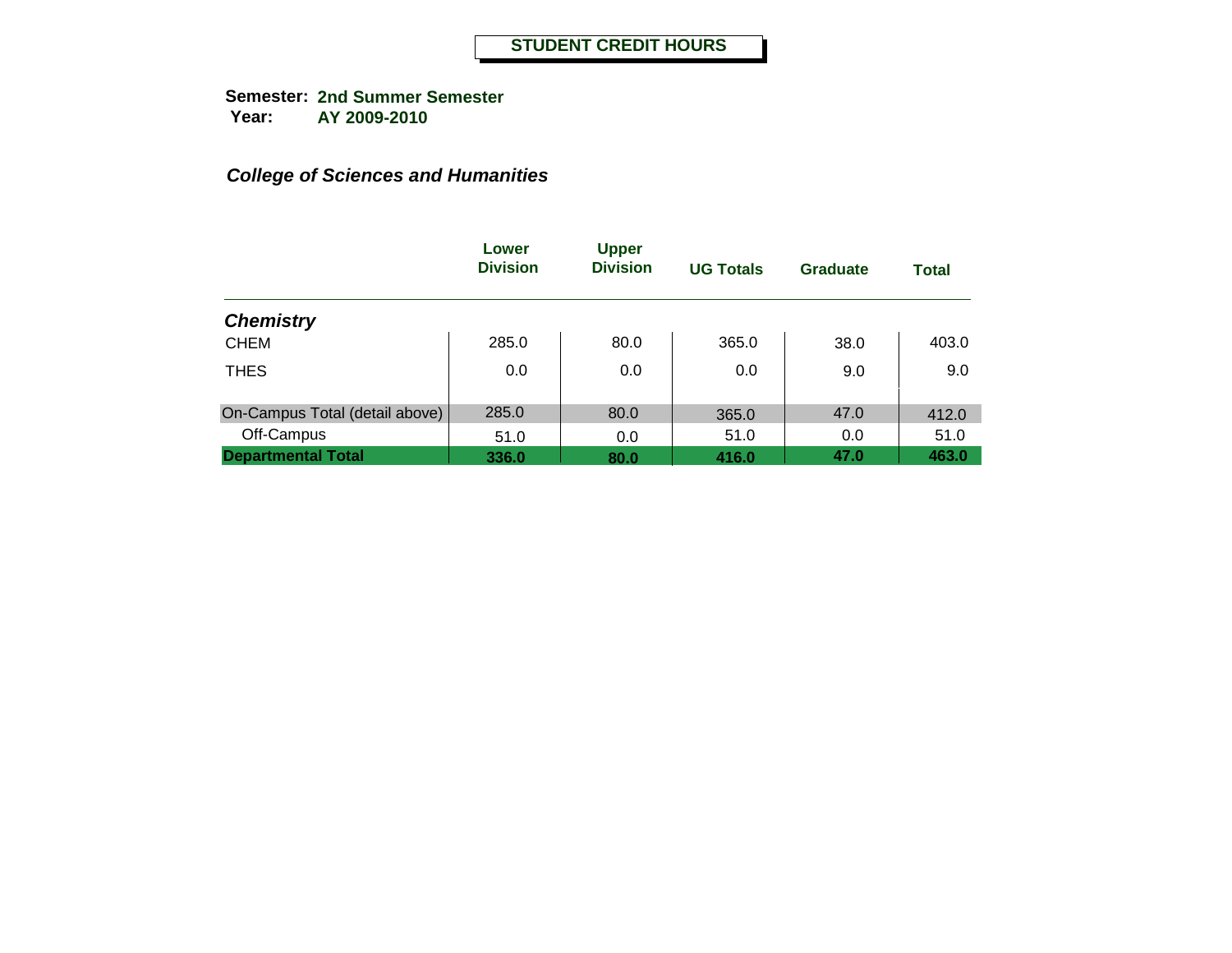# STUDENT CREDIT HOURS

**Semester:** 2nd Summer Semester
**Year:** AY 2009-2010

***College of Sciences and Humanities***

| | Lower Division | Upper Division | UG Totals | Graduate | Total |
|---|---|---|---|---|---|
| ***Chemistry*** | | | | | |
| CHEM | 285.0 | 80.0 | 365.0 | 38.0 | 403.0 |
| THES | 0.0 | 0.0 | 0.0 | 9.0 | 9.0 |
| On-Campus Total (detail above) | 285.0 | 80.0 | 365.0 | 47.0 | 412.0 |
| Off-Campus | 51.0 | 0.0 | 51.0 | 0.0 | 51.0 |
| **Departmental Total** | **336.0** | **80.0** | **416.0** | **47.0** | **463.0** |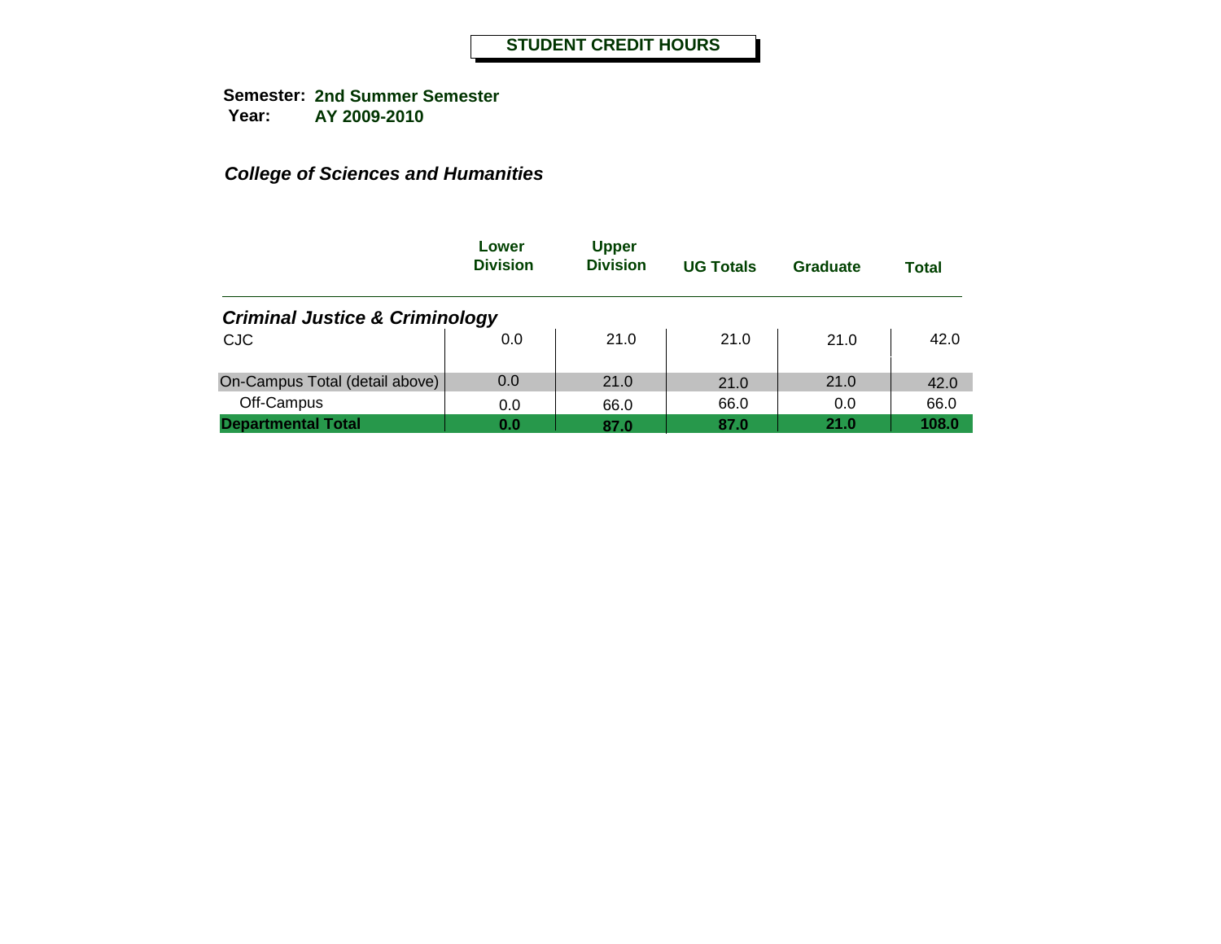# STUDENT CREDIT HOURS

**Semester:** 2nd Summer Semester
**Year:** AY 2009-2010

***College of Sciences and Humanities***

| | Lower Division | Upper Division | UG Totals | Graduate | Total |
|---|---|---|---|---|---|
| ***Criminal Justice & Criminology*** | | | | | |
| CJC | 0.0 | 21.0 | 21.0 | 21.0 | 42.0 |
| On-Campus Total (detail above) | 0.0 | 21.0 | 21.0 | 21.0 | 42.0 |
| Off-Campus | 0.0 | 66.0 | 66.0 | 0.0 | 66.0 |
| **Departmental Total** | **0.0** | **87.0** | **87.0** | **21.0** | **108.0** |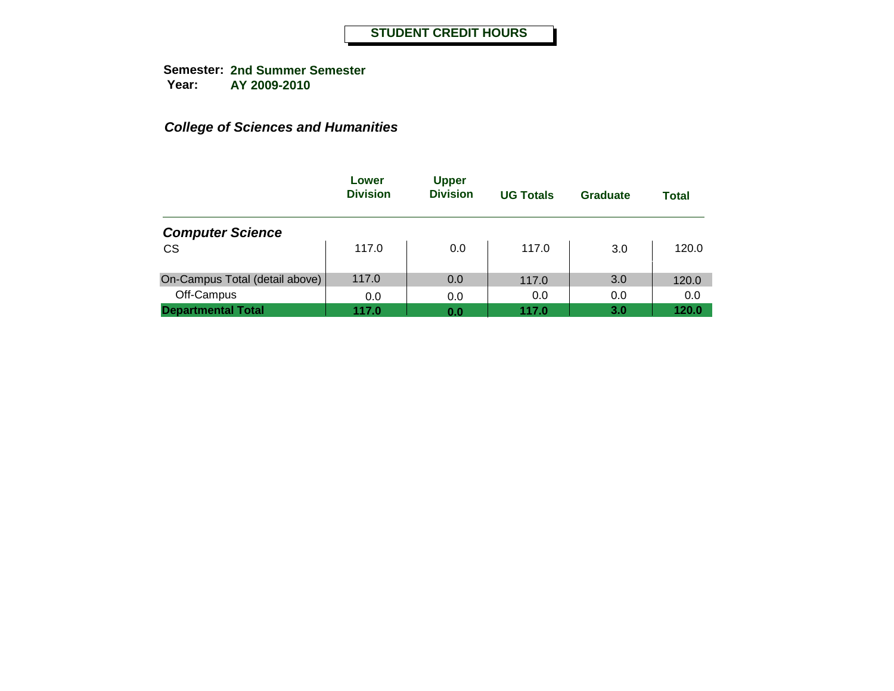# STUDENT CREDIT HOURS

**Semester:** **2nd Summer Semester**
**Year:** **AY 2009-2010**

***College of Sciences and Humanities***

| | Lower Division | Upper Division | UG Totals | Graduate | Total |
|---|---|---|---|---|---|
| ***Computer Science*** | | | | | |
| CS | 117.0 | 0.0 | 117.0 | 3.0 | 120.0 |
| On-Campus Total (detail above) | 117.0 | 0.0 | 117.0 | 3.0 | 120.0 |
| Off-Campus | 0.0 | 0.0 | 0.0 | 0.0 | 0.0 |
| **Departmental Total** | **117.0** | **0.0** | **117.0** | **3.0** | **120.0** |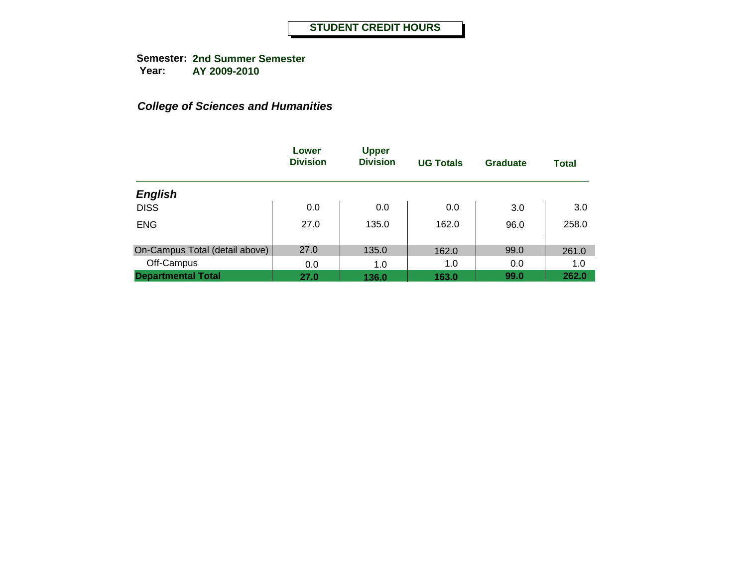**STUDENT CREDIT HOURS**

**Semester:** **2nd Summer Semester**
**Year:** **AY 2009-2010**

***College of Sciences and Humanities***

| | Lower Division | Upper Division | UG Totals | Graduate | Total |
|---|---|---|---|---|---|
| ***English*** | | | | | |
| DISS | 0.0 | 0.0 | 0.0 | 3.0 | 3.0 |
| ENG | 27.0 | 135.0 | 162.0 | 96.0 | 258.0 |
| On-Campus Total (detail above) | 27.0 | 135.0 | 162.0 | 99.0 | 261.0 |
| Off-Campus | 0.0 | 1.0 | 1.0 | 0.0 | 1.0 |
| **Departmental Total** | **27.0** | **136.0** | **163.0** | **99.0** | **262.0** |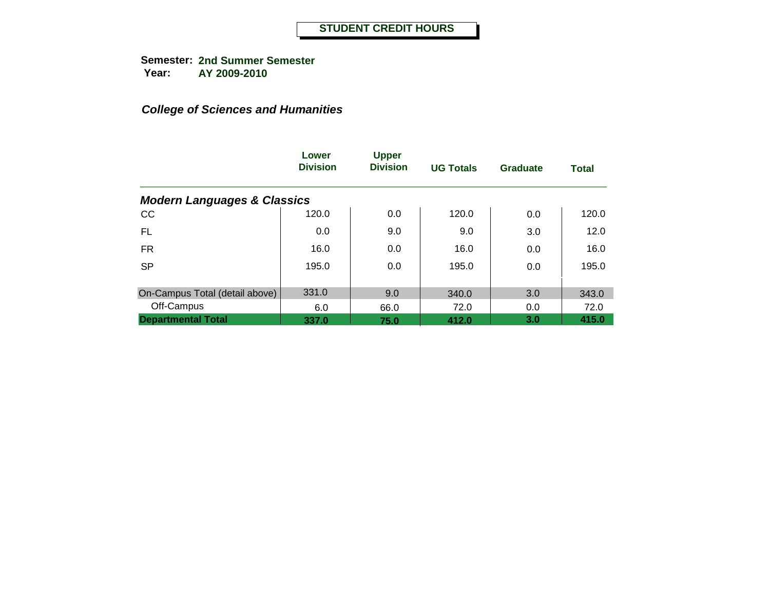# STUDENT CREDIT HOURS

**Semester:** **2nd Summer Semester**
**Year:** **AY 2009-2010**

***College of Sciences and Humanities***

| | Lower Division | Upper Division | UG Totals | Graduate | Total |
|---|---|---|---|---|---|
| ***Modern Languages & Classics*** | | | | | |
| CC | 120.0 | 0.0 | 120.0 | 0.0 | 120.0 |
| FL | 0.0 | 9.0 | 9.0 | 3.0 | 12.0 |
| FR | 16.0 | 0.0 | 16.0 | 0.0 | 16.0 |
| SP | 195.0 | 0.0 | 195.0 | 0.0 | 195.0 |
| On-Campus Total (detail above) | 331.0 | 9.0 | 340.0 | 3.0 | 343.0 |
| Off-Campus | 6.0 | 66.0 | 72.0 | 0.0 | 72.0 |
| **Departmental Total** | **337.0** | **75.0** | **412.0** | **3.0** | **415.0** |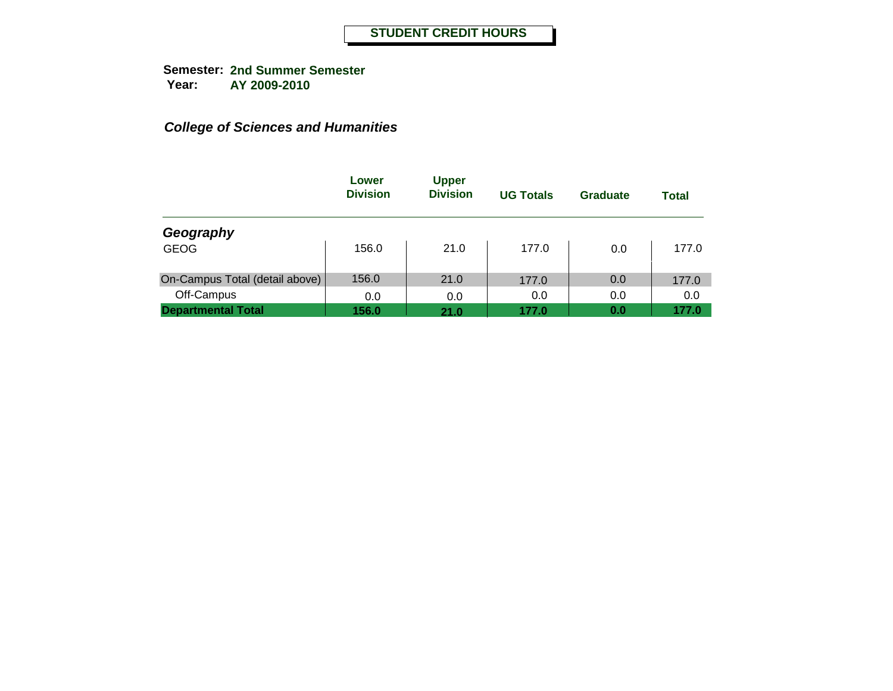# STUDENT CREDIT HOURS

**Semester:** **2nd Summer Semester**
**Year:** **AY 2009-2010**

***College of Sciences and Humanities***

| | Lower Division | Upper Division | UG Totals | Graduate | Total |
|---|---|---|---|---|---|
| ***Geography*** | | | | | |
| GEOG | 156.0 | 21.0 | 177.0 | 0.0 | 177.0 |
| On-Campus Total (detail above) | 156.0 | 21.0 | 177.0 | 0.0 | 177.0 |
| Off-Campus | 0.0 | 0.0 | 0.0 | 0.0 | 0.0 |
| **Departmental Total** | **156.0** | **21.0** | **177.0** | **0.0** | **177.0** |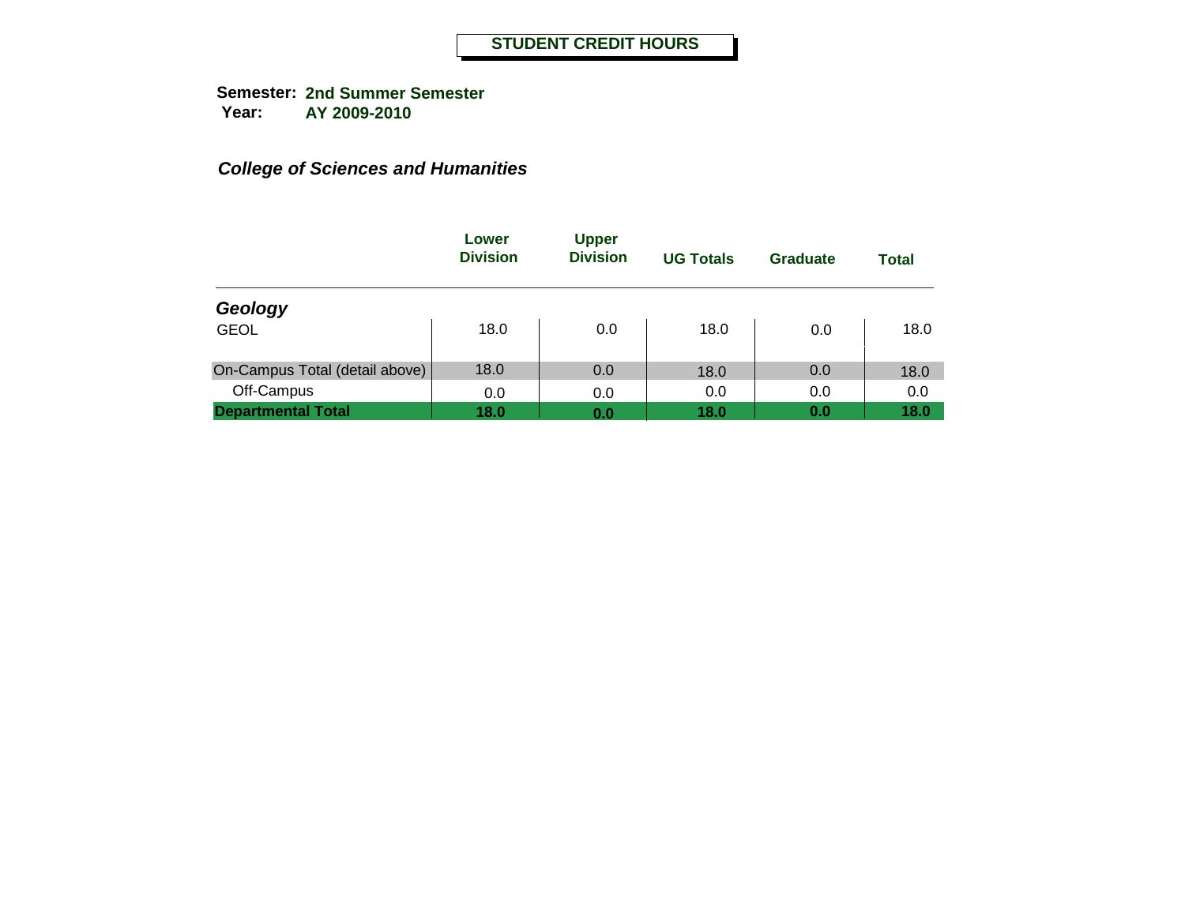# STUDENT CREDIT HOURS

**Semester:** **2nd Summer Semester**
**Year:** **AY 2009-2010**

***College of Sciences and Humanities***

| | Lower Division | Upper Division | UG Totals | Graduate | Total |
|---|---|---|---|---|---|
| ***Geology*** | | | | | |
| GEOL | 18.0 | 0.0 | 18.0 | 0.0 | 18.0 |
| On-Campus Total (detail above) | 18.0 | 0.0 | 18.0 | 0.0 | 18.0 |
| Off-Campus | 0.0 | 0.0 | 0.0 | 0.0 | 0.0 |
| **Departmental Total** | **18.0** | **0.0** | **18.0** | **0.0** | **18.0** |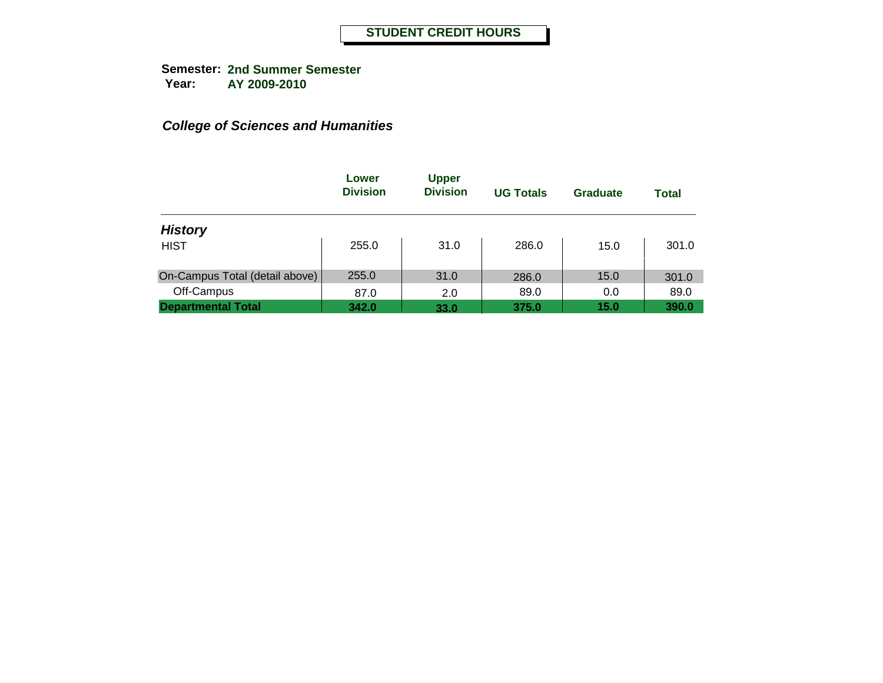# STUDENT CREDIT HOURS

**Semester:** **2nd Summer Semester**
**Year:** **AY 2009-2010**

***College of Sciences and Humanities***

| | Lower Division | Upper Division | UG Totals | Graduate | Total |
|---|---|---|---|---|---|
| ***History*** | | | | | |
| HIST | 255.0 | 31.0 | 286.0 | 15.0 | 301.0 |
| On-Campus Total (detail above) | 255.0 | 31.0 | 286.0 | 15.0 | 301.0 |
| Off-Campus | 87.0 | 2.0 | 89.0 | 0.0 | 89.0 |
| **Departmental Total** | **342.0** | **33.0** | **375.0** | **15.0** | **390.0** |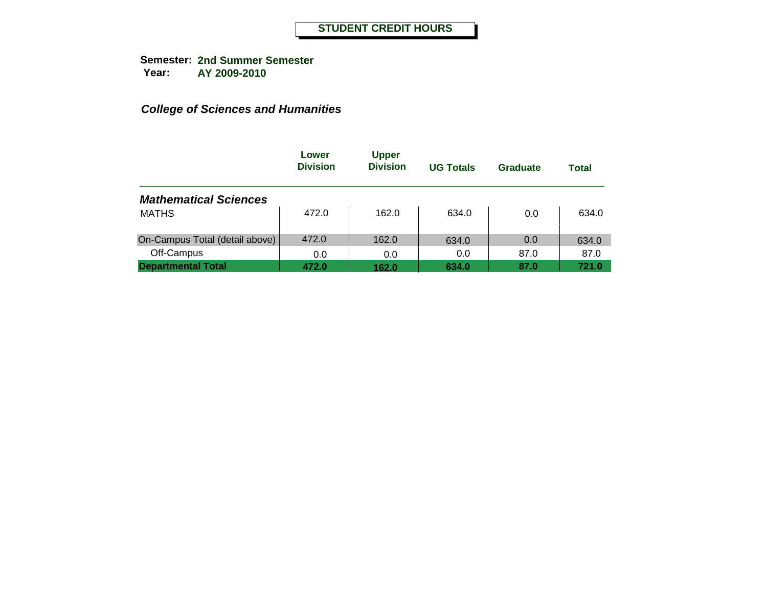# STUDENT CREDIT HOURS

**Semester:** **2nd Summer Semester**
**Year:** **AY 2009-2010**

***College of Sciences and Humanities***

| | Lower Division | Upper Division | UG Totals | Graduate | Total |
|---|---|---|---|---|---|
| ***Mathematical Sciences*** | | | | | |
| MATHS | 472.0 | 162.0 | 634.0 | 0.0 | 634.0 |
| On-Campus Total (detail above) | 472.0 | 162.0 | 634.0 | 0.0 | 634.0 |
| Off-Campus | 0.0 | 0.0 | 0.0 | 87.0 | 87.0 |
| **Departmental Total** | **472.0** | **162.0** | **634.0** | **87.0** | **721.0** |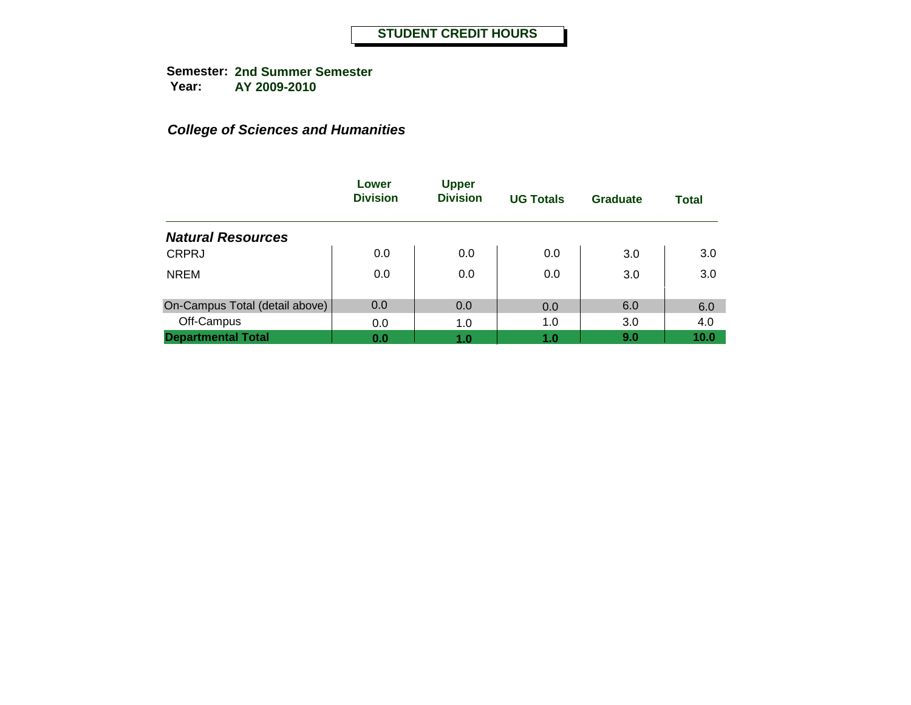# STUDENT CREDIT HOURS

**Semester:** **2nd Summer Semester**
**Year:** **AY 2009-2010**

***College of Sciences and Humanities***

| | Lower Division | Upper Division | UG Totals | Graduate | Total |
|---|---|---|---|---|---|
| ***Natural Resources*** | | | | | |
| CRPRJ | 0.0 | 0.0 | 0.0 | 3.0 | 3.0 |
| NREM | 0.0 | 0.0 | 0.0 | 3.0 | 3.0 |
| On-Campus Total (detail above) | 0.0 | 0.0 | 0.0 | 6.0 | 6.0 |
| Off-Campus | 0.0 | 1.0 | 1.0 | 3.0 | 4.0 |
| **Departmental Total** | **0.0** | **1.0** | **1.0** | **9.0** | **10.0** |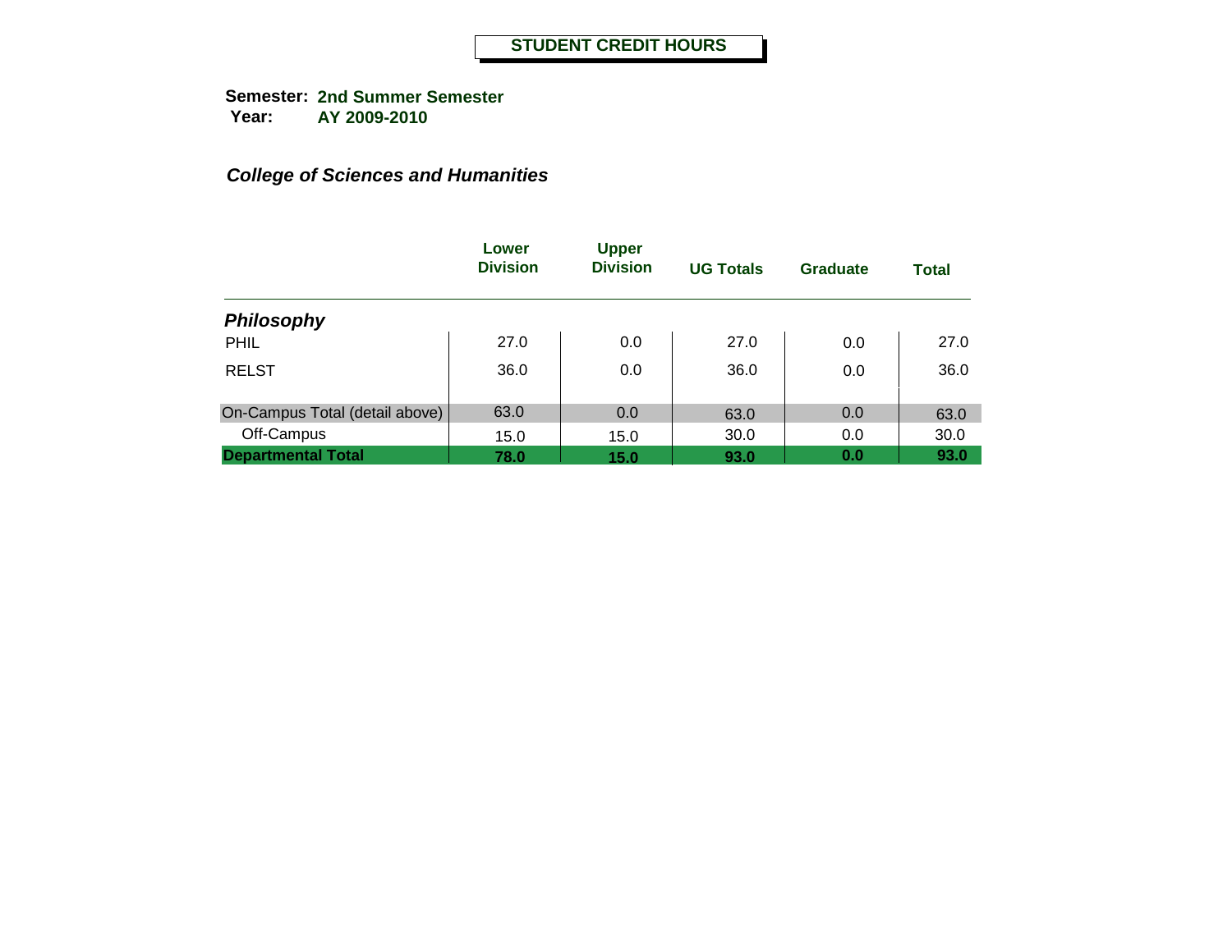# STUDENT CREDIT HOURS

**Semester:** **2nd Summer Semester**
**Year:** **AY 2009-2010**

***College of Sciences and Humanities***

| | Lower Division | Upper Division | UG Totals | Graduate | Total |
|---|---|---|---|---|---|
| ***Philosophy*** | | | | | |
| PHIL | 27.0 | 0.0 | 27.0 | 0.0 | 27.0 |
| RELST | 36.0 | 0.0 | 36.0 | 0.0 | 36.0 |
| On-Campus Total (detail above) | 63.0 | 0.0 | 63.0 | 0.0 | 63.0 |
| Off-Campus | 15.0 | 15.0 | 30.0 | 0.0 | 30.0 |
| **Departmental Total** | **78.0** | **15.0** | **93.0** | **0.0** | **93.0** |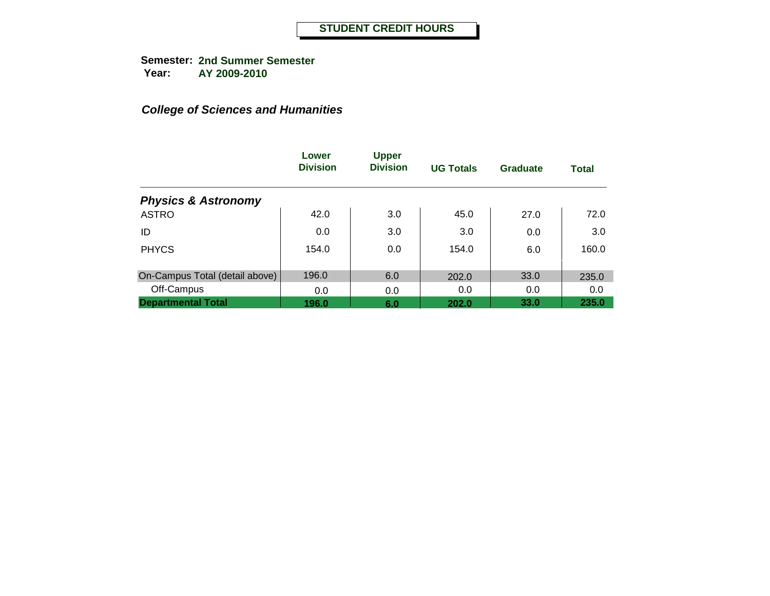# STUDENT CREDIT HOURS

**Semester:** **2nd Summer Semester**
**Year:** **AY 2009-2010**

***College of Sciences and Humanities***

| | Lower Division | Upper Division | UG Totals | Graduate | Total |
|---|---|---|---|---|---|
| ***Physics & Astronomy*** | | | | | |
| ASTRO | 42.0 | 3.0 | 45.0 | 27.0 | 72.0 |
| ID | 0.0 | 3.0 | 3.0 | 0.0 | 3.0 |
| PHYCS | 154.0 | 0.0 | 154.0 | 6.0 | 160.0 |
| On-Campus Total (detail above) | 196.0 | 6.0 | 202.0 | 33.0 | 235.0 |
| Off-Campus | 0.0 | 0.0 | 0.0 | 0.0 | 0.0 |
| **Departmental Total** | **196.0** | **6.0** | **202.0** | **33.0** | **235.0** |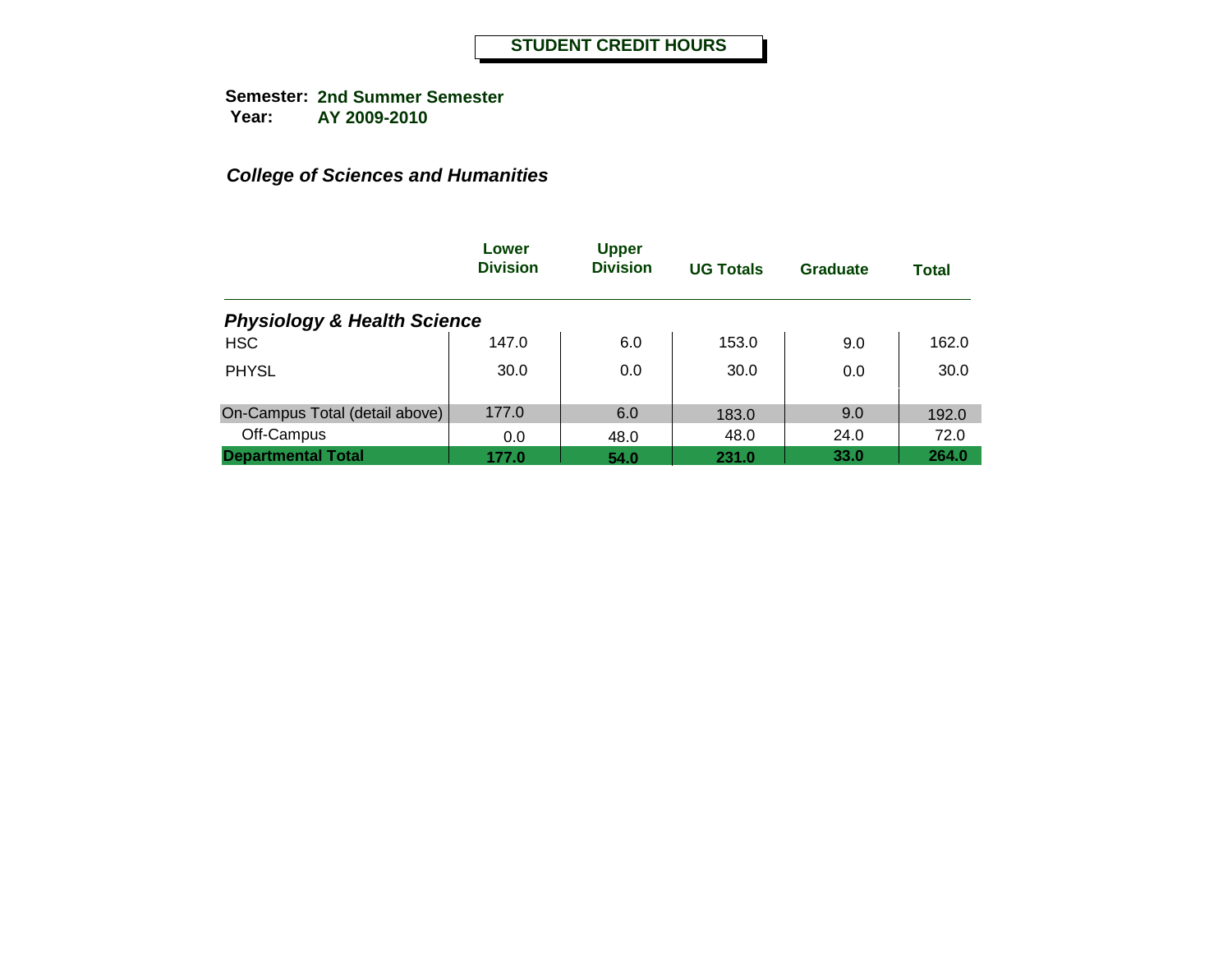# STUDENT CREDIT HOURS

**Semester:** 2nd Summer Semester
**Year:** AY 2009-2010

***College of Sciences and Humanities***

| | Lower Division | Upper Division | UG Totals | Graduate | Total |
|---|---|---|---|---|---|
| ***Physiology & Health Science*** | | | | | |
| HSC | 147.0 | 6.0 | 153.0 | 9.0 | 162.0 |
| PHYSL | 30.0 | 0.0 | 30.0 | 0.0 | 30.0 |
| On-Campus Total (detail above) | 177.0 | 6.0 | 183.0 | 9.0 | 192.0 |
| Off-Campus | 0.0 | 48.0 | 48.0 | 24.0 | 72.0 |
| **Departmental Total** | **177.0** | **54.0** | **231.0** | **33.0** | **264.0** |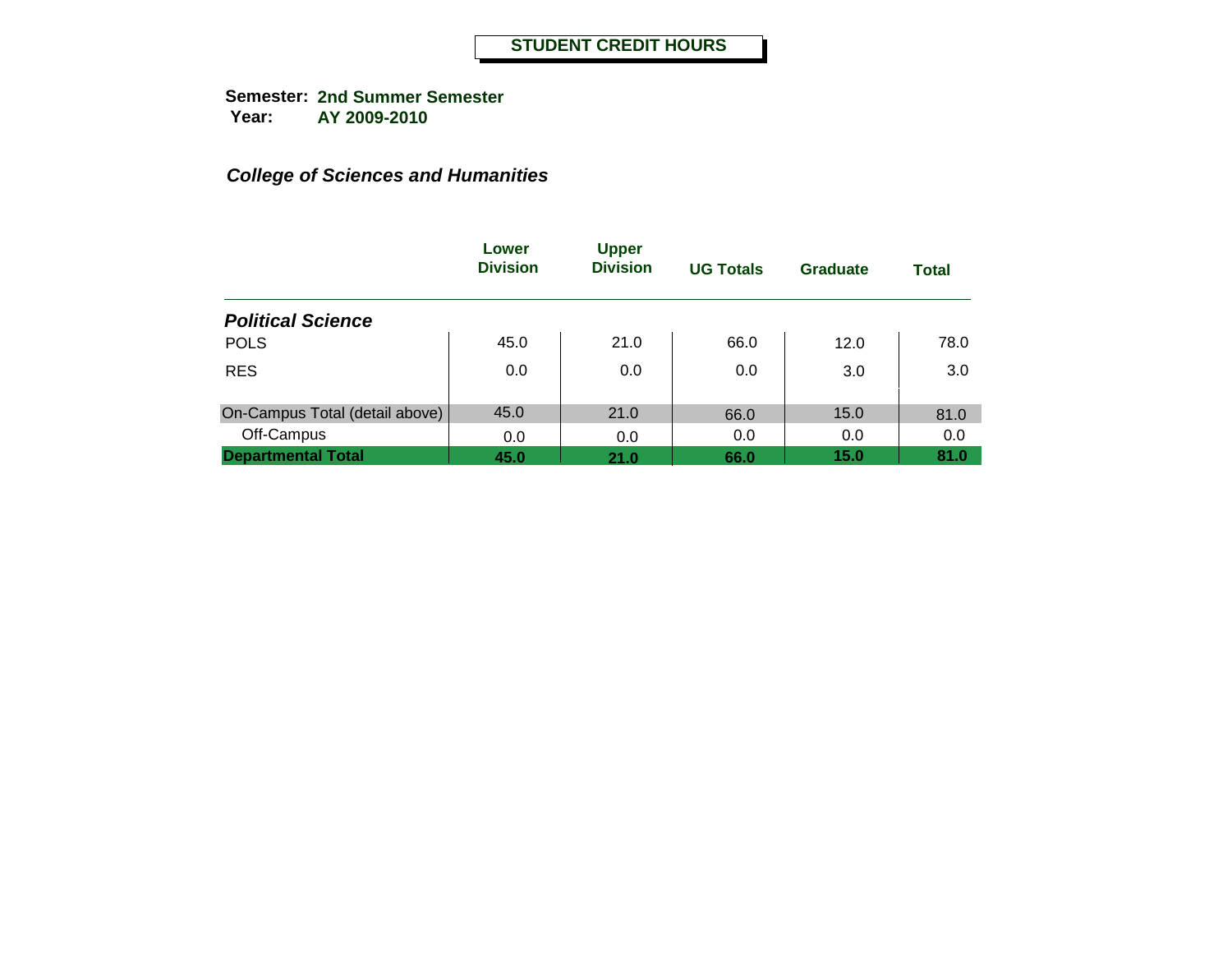**STUDENT CREDIT HOURS**

**Semester:** **2nd Summer Semester**
**Year:** **AY 2009-2010**

***College of Sciences and Humanities***

| | Lower Division | Upper Division | UG Totals | Graduate | Total |
|---|---|---|---|---|---|
| ***Political Science*** | | | | | |
| POLS | 45.0 | 21.0 | 66.0 | 12.0 | 78.0 |
| RES | 0.0 | 0.0 | 0.0 | 3.0 | 3.0 |
| On-Campus Total (detail above) | 45.0 | 21.0 | 66.0 | 15.0 | 81.0 |
| Off-Campus | 0.0 | 0.0 | 0.0 | 0.0 | 0.0 |
| **Departmental Total** | **45.0** | **21.0** | **66.0** | **15.0** | **81.0** |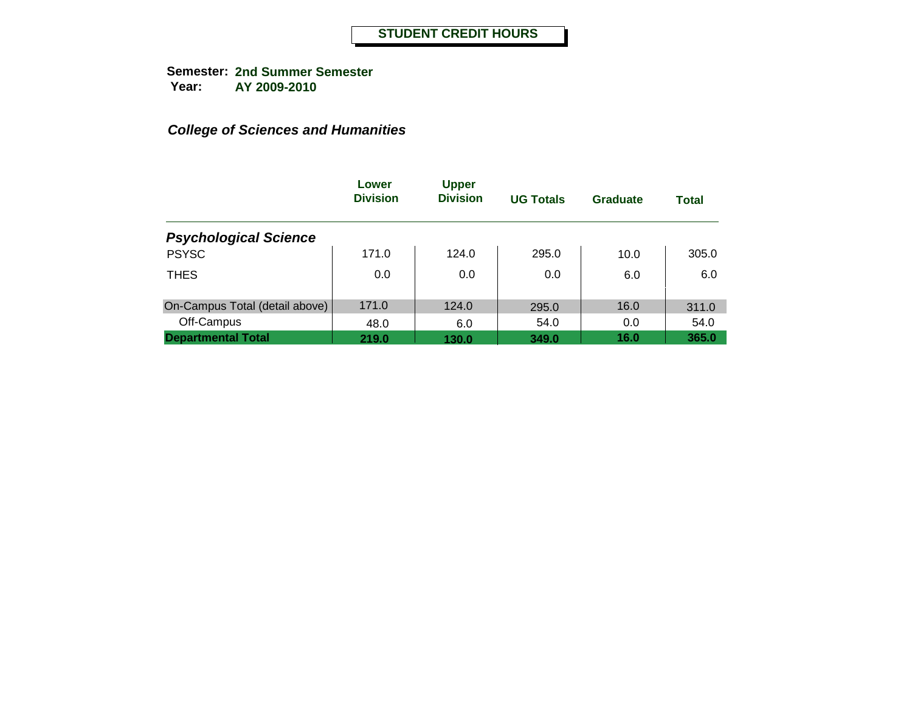# STUDENT CREDIT HOURS

**Semester:** **2nd Summer Semester**
**Year:** **AY 2009-2010**

***College of Sciences and Humanities***

| | Lower Division | Upper Division | UG Totals | Graduate | Total |
|---|---|---|---|---|---|
| ***Psychological Science*** | | | | | |
| PSYSC | 171.0 | 124.0 | 295.0 | 10.0 | 305.0 |
| THES | 0.0 | 0.0 | 0.0 | 6.0 | 6.0 |
| On-Campus Total (detail above) | 171.0 | 124.0 | 295.0 | 16.0 | 311.0 |
| Off-Campus | 48.0 | 6.0 | 54.0 | 0.0 | 54.0 |
| **Departmental Total** | **219.0** | **130.0** | **349.0** | **16.0** | **365.0** |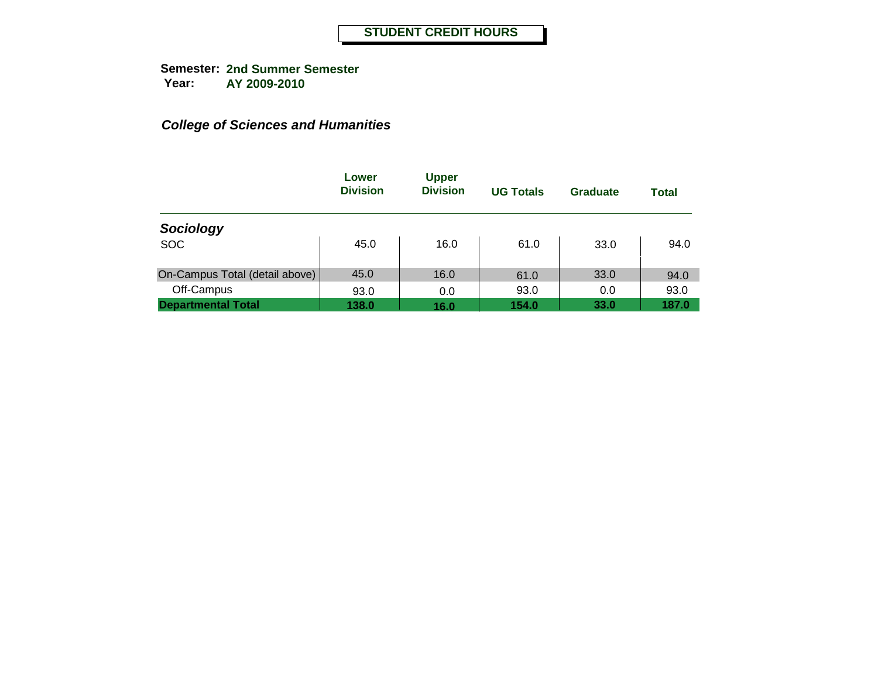# STUDENT CREDIT HOURS

**Semester:** **2nd Summer Semester**
**Year:** **AY 2009-2010**

***College of Sciences and Humanities***

| | Lower Division | Upper Division | UG Totals | Graduate | Total |
|---|---|---|---|---|---|
| ***Sociology*** | | | | | |
| SOC | 45.0 | 16.0 | 61.0 | 33.0 | 94.0 |
| On-Campus Total (detail above) | 45.0 | 16.0 | 61.0 | 33.0 | 94.0 |
| Off-Campus | 93.0 | 0.0 | 93.0 | 0.0 | 93.0 |
| **Departmental Total** | **138.0** | **16.0** | **154.0** | **33.0** | **187.0** |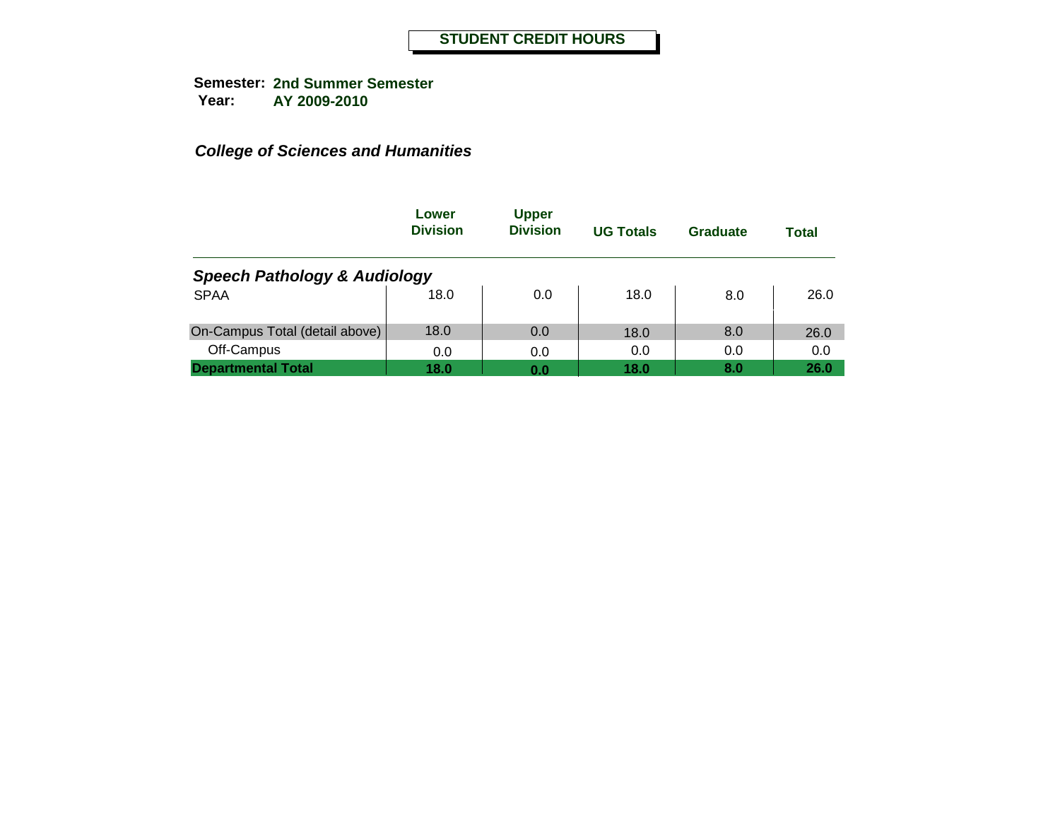**STUDENT CREDIT HOURS**

**Semester:** **2nd Summer Semester**
**Year:** **AY 2009-2010**

***College of Sciences and Humanities***

| | Lower Division | Upper Division | UG Totals | Graduate | Total |
|---|---|---|---|---|---|
| ***Speech Pathology & Audiology*** | | | | | |
| SPAA | 18.0 | 0.0 | 18.0 | 8.0 | 26.0 |
| On-Campus Total (detail above) | 18.0 | 0.0 | 18.0 | 8.0 | 26.0 |
| Off-Campus | 0.0 | 0.0 | 0.0 | 0.0 | 0.0 |
| **Departmental Total** | **18.0** | **0.0** | **18.0** | **8.0** | **26.0** |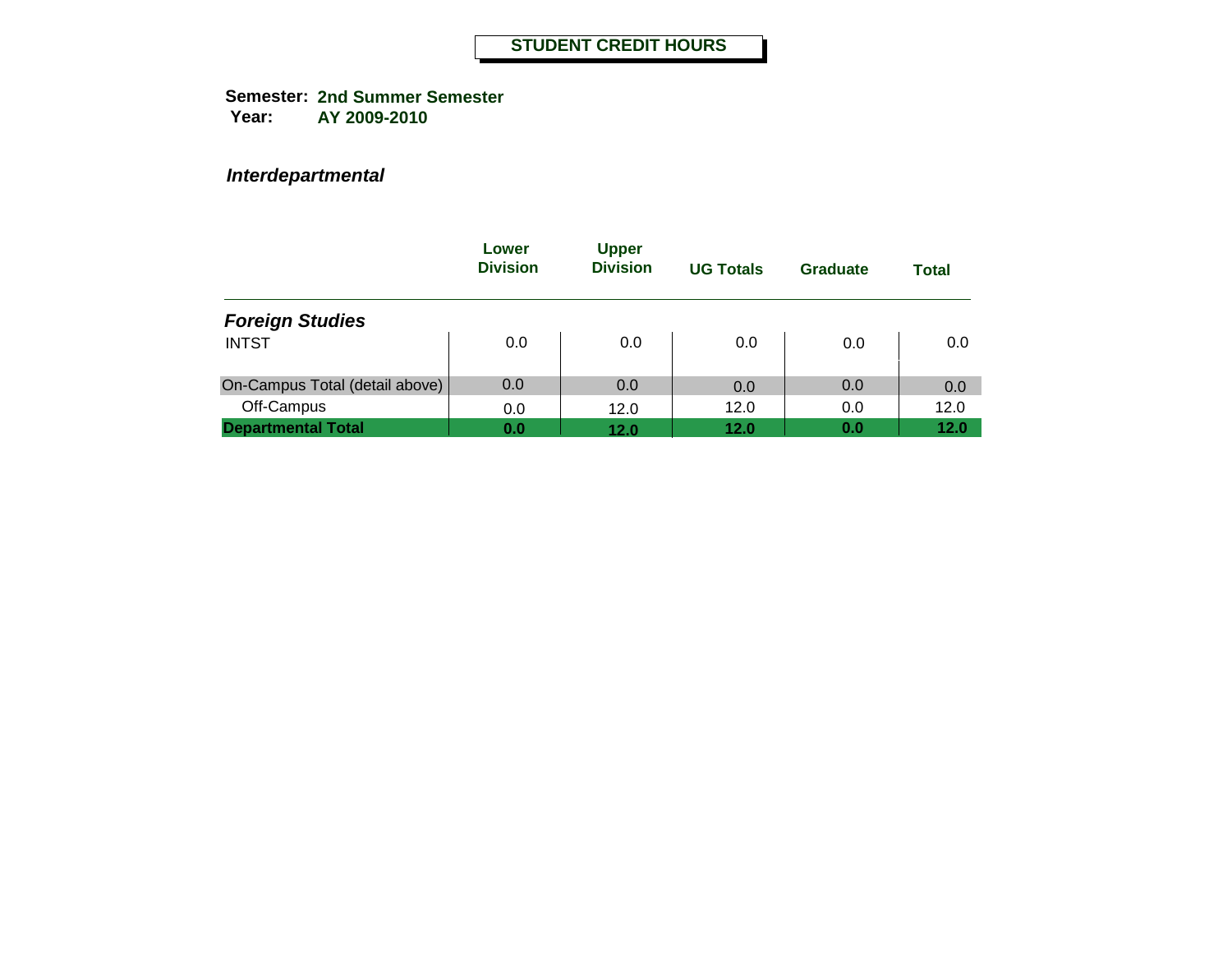# STUDENT CREDIT HOURS

**Semester:** 2nd Summer Semester
**Year:** AY 2009-2010

***Interdepartmental***

| | Lower Division | Upper Division | UG Totals | Graduate | Total |
|---|---|---|---|---|---|
| ***Foreign Studies*** | | | | | |
| INTST | 0.0 | 0.0 | 0.0 | 0.0 | 0.0 |
| On-Campus Total (detail above) | 0.0 | 0.0 | 0.0 | 0.0 | 0.0 |
| Off-Campus | 0.0 | 12.0 | 12.0 | 0.0 | 12.0 |
| **Departmental Total** | **0.0** | **12.0** | **12.0** | **0.0** | **12.0** |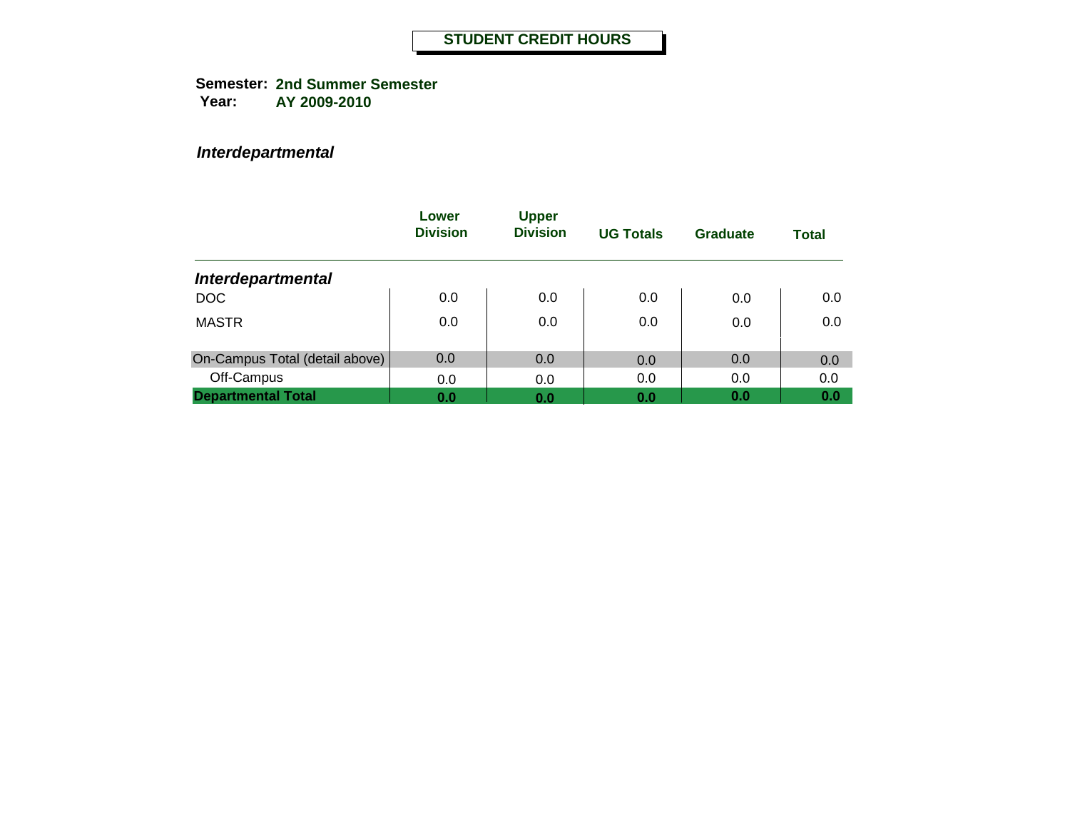# STUDENT CREDIT HOURS

**Semester:** **2nd Summer Semester**
**Year:** **AY 2009-2010**

***Interdepartmental***

| | Lower Division | Upper Division | UG Totals | Graduate | Total |
|---|---|---|---|---|---|
| ***Interdepartmental*** | | | | | |
| DOC | 0.0 | 0.0 | 0.0 | 0.0 | 0.0 |
| MASTR | 0.0 | 0.0 | 0.0 | 0.0 | 0.0 |
| On-Campus Total (detail above) | 0.0 | 0.0 | 0.0 | 0.0 | 0.0 |
| Off-Campus | 0.0 | 0.0 | 0.0 | 0.0 | 0.0 |
| **Departmental Total** | **0.0** | **0.0** | **0.0** | **0.0** | **0.0** |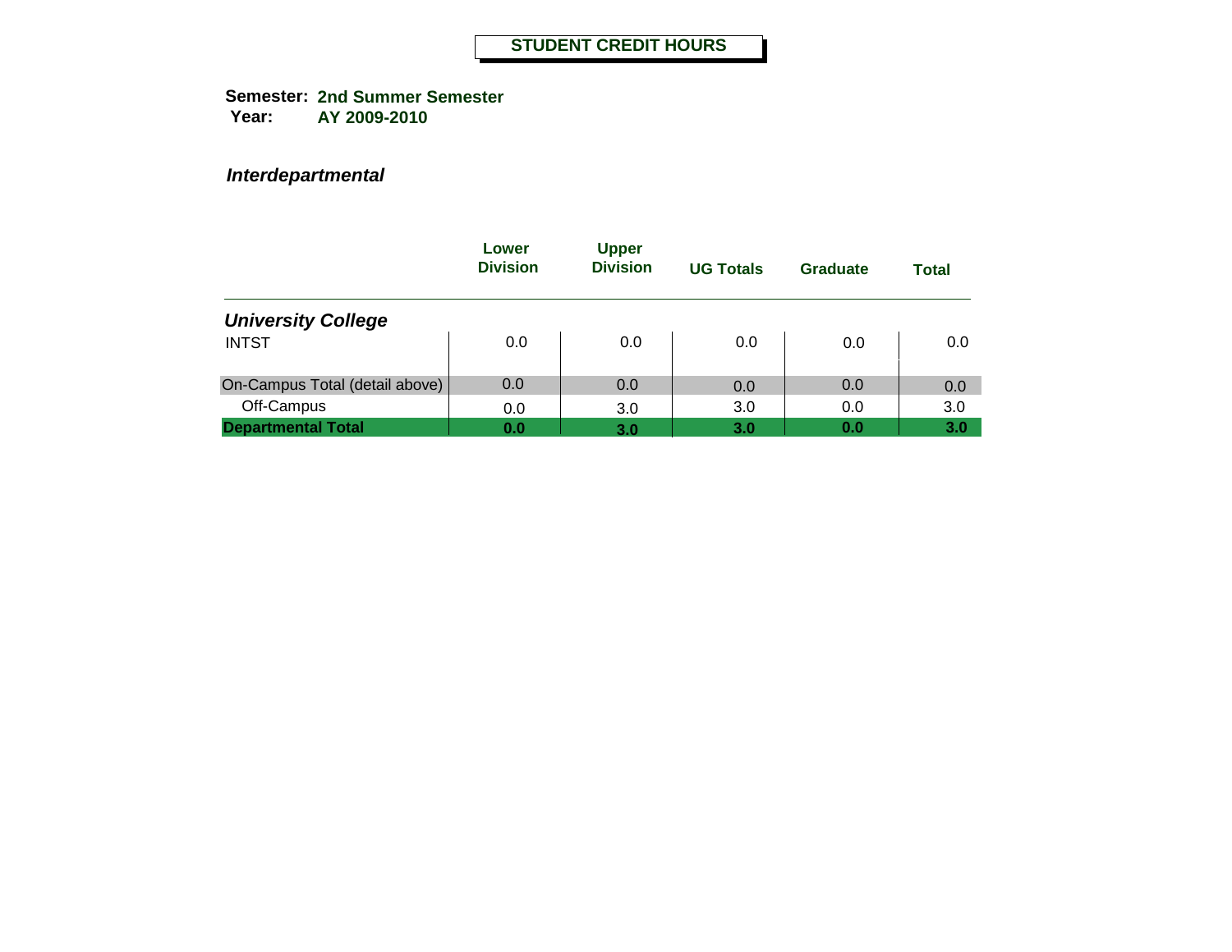# STUDENT CREDIT HOURS

**Semester:** 2nd Summer Semester
**Year:** AY 2009-2010

## *Interdepartmental*

| | Lower Division | Upper Division | UG Totals | Graduate | Total |
|---|---|---|---|---|---|
| ***University College*** | | | | | |
| INTST | 0.0 | 0.0 | 0.0 | 0.0 | 0.0 |
| On-Campus Total (detail above) | 0.0 | 0.0 | 0.0 | 0.0 | 0.0 |
| Off-Campus | 0.0 | 3.0 | 3.0 | 0.0 | 3.0 |
| **Departmental Total** | **0.0** | **3.0** | **3.0** | **0.0** | **3.0** |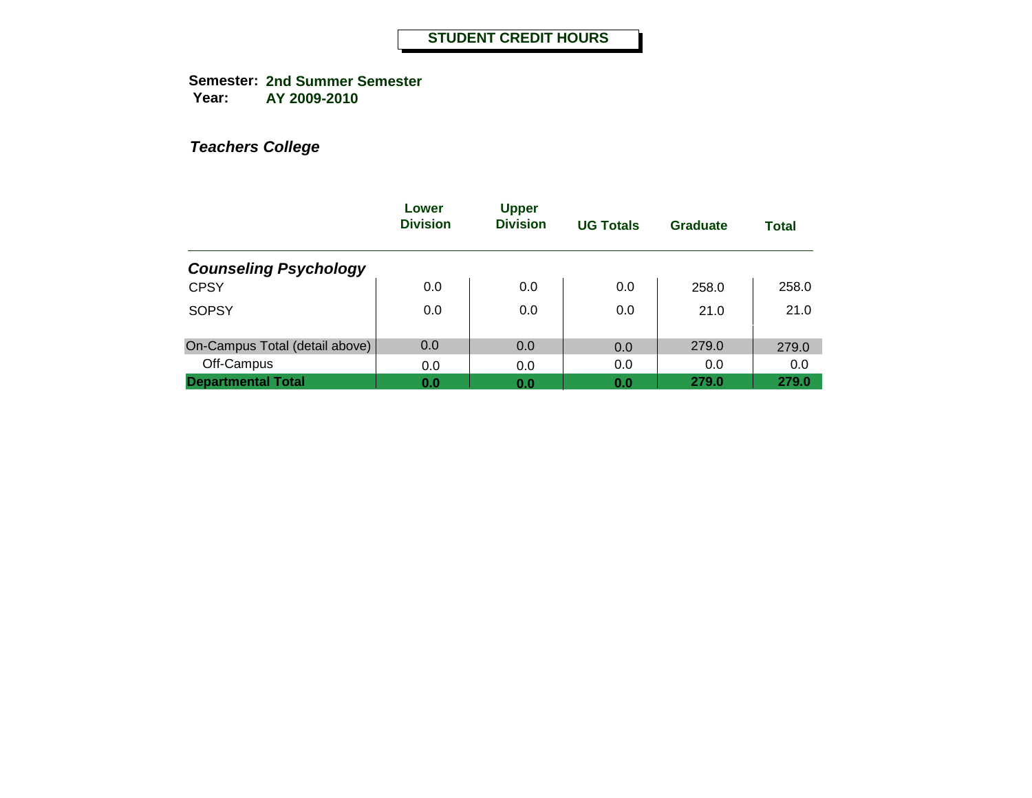# STUDENT CREDIT HOURS

**Semester:** **2nd Summer Semester**
**Year:** **AY 2009-2010**

***Teachers College***

| | Lower Division | Upper Division | UG Totals | Graduate | Total |
|---|---|---|---|---|---|
| ***Counseling Psychology*** | | | | | |
| CPSY | 0.0 | 0.0 | 0.0 | 258.0 | 258.0 |
| SOPSY | 0.0 | 0.0 | 0.0 | 21.0 | 21.0 |
| On-Campus Total (detail above) | 0.0 | 0.0 | 0.0 | 279.0 | 279.0 |
| Off-Campus | 0.0 | 0.0 | 0.0 | 0.0 | 0.0 |
| **Departmental Total** | **0.0** | **0.0** | **0.0** | **279.0** | **279.0** |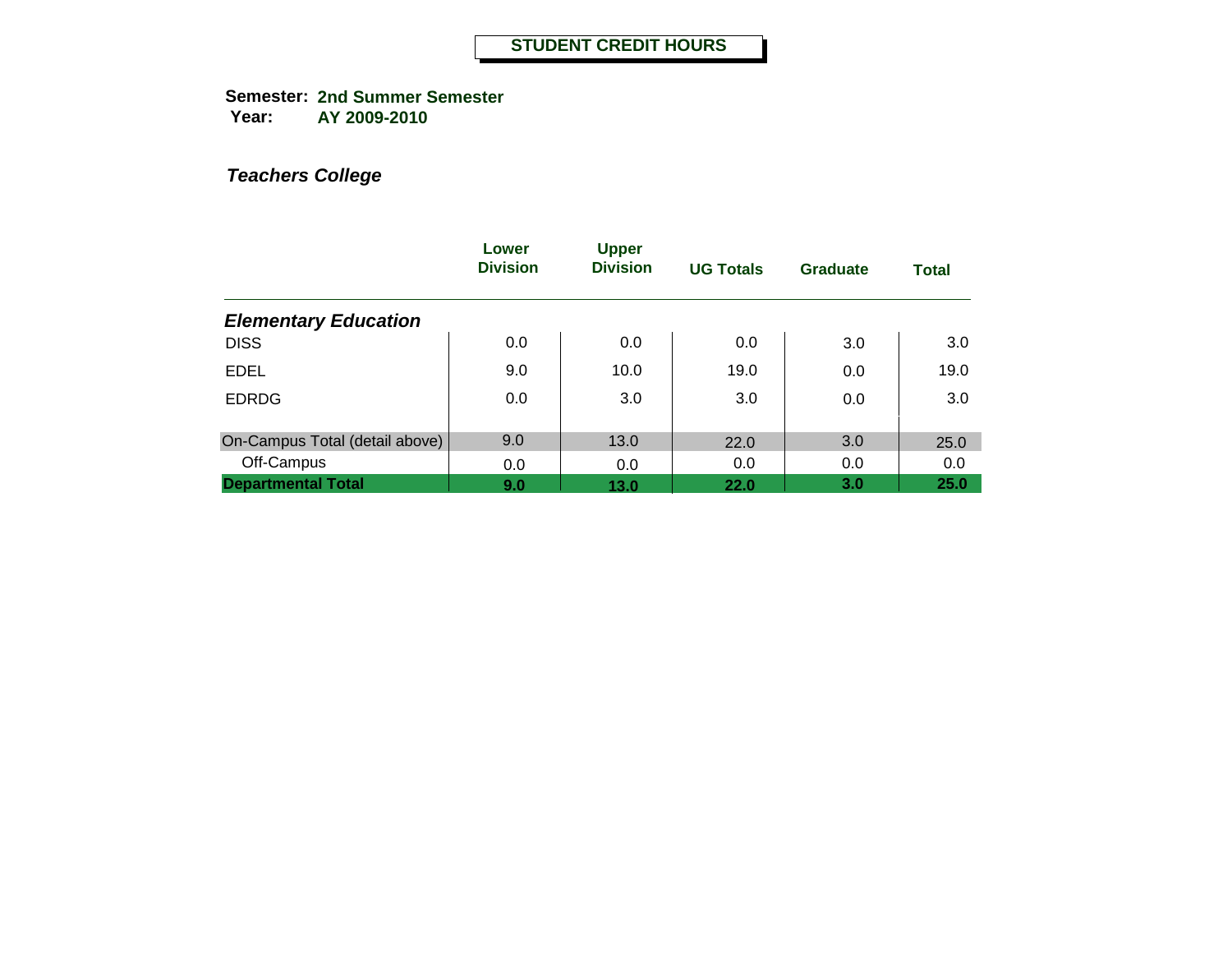# STUDENT CREDIT HOURS

**Semester:** **2nd Summer Semester**
**Year:** **AY 2009-2010**

***Teachers College***

| | Lower Division | Upper Division | UG Totals | Graduate | Total |
|---|---|---|---|---|---|
| ***Elementary Education*** | | | | | |
| DISS | 0.0 | 0.0 | 0.0 | 3.0 | 3.0 |
| EDEL | 9.0 | 10.0 | 19.0 | 0.0 | 19.0 |
| EDRDG | 0.0 | 3.0 | 3.0 | 0.0 | 3.0 |
| On-Campus Total (detail above) | 9.0 | 13.0 | 22.0 | 3.0 | 25.0 |
| Off-Campus | 0.0 | 0.0 | 0.0 | 0.0 | 0.0 |
| **Departmental Total** | **9.0** | **13.0** | **22.0** | **3.0** | **25.0** |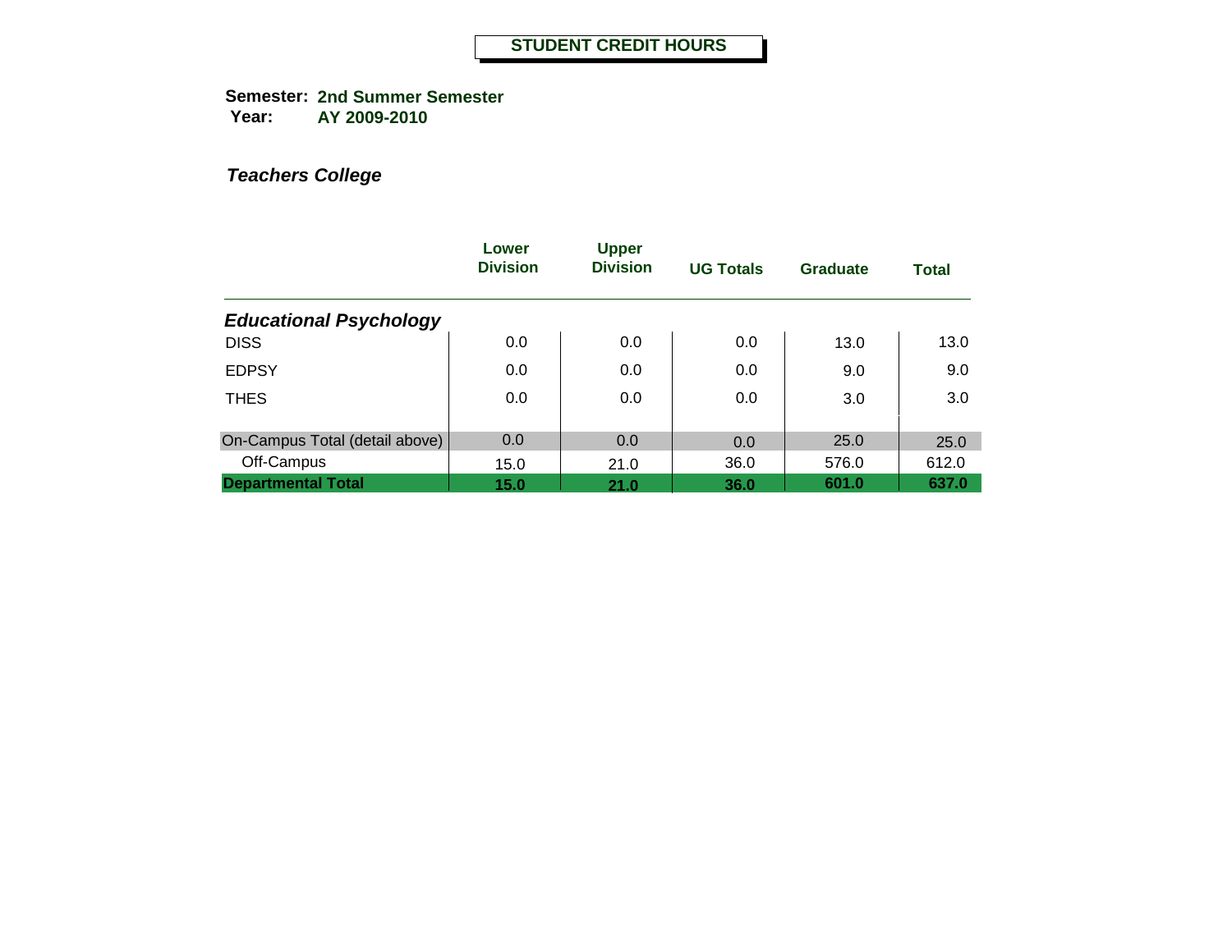**STUDENT CREDIT HOURS**

**Semester:** **2nd Summer Semester**
**Year:** **AY 2009-2010**

***Teachers College***

| | Lower Division | Upper Division | UG Totals | Graduate | Total |
|---|---|---|---|---|---|
| ***Educational Psychology*** | | | | | |
| DISS | 0.0 | 0.0 | 0.0 | 13.0 | 13.0 |
| EDPSY | 0.0 | 0.0 | 0.0 | 9.0 | 9.0 |
| THES | 0.0 | 0.0 | 0.0 | 3.0 | 3.0 |
| On-Campus Total (detail above) | 0.0 | 0.0 | 0.0 | 25.0 | 25.0 |
| Off-Campus | 15.0 | 21.0 | 36.0 | 576.0 | 612.0 |
| **Departmental Total** | **15.0** | **21.0** | **36.0** | **601.0** | **637.0** |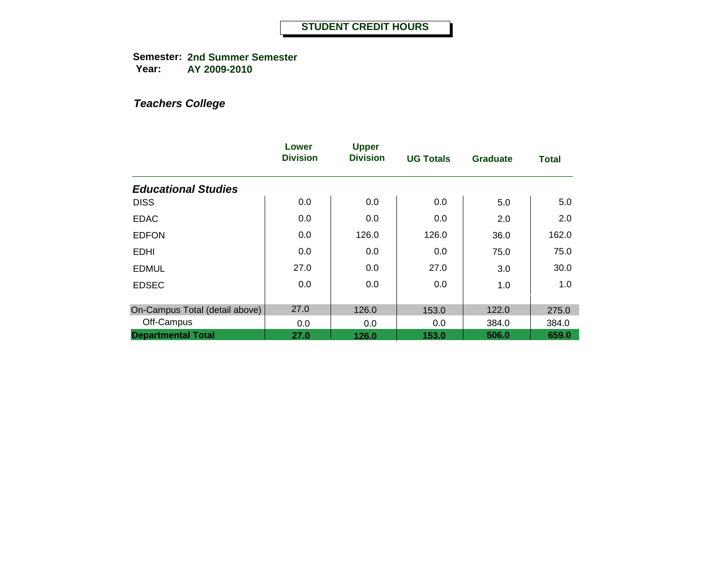# STUDENT CREDIT HOURS

**Semester:** **2nd Summer Semester**
**Year:** **AY 2009-2010**

***Teachers College***

| | Lower Division | Upper Division | UG Totals | Graduate | Total |
|---|---|---|---|---|---|
| ***Educational Studies*** | | | | | |
| DISS | 0.0 | 0.0 | 0.0 | 5.0 | 5.0 |
| EDAC | 0.0 | 0.0 | 0.0 | 2.0 | 2.0 |
| EDFON | 0.0 | 126.0 | 126.0 | 36.0 | 162.0 |
| EDHI | 0.0 | 0.0 | 0.0 | 75.0 | 75.0 |
| EDMUL | 27.0 | 0.0 | 27.0 | 3.0 | 30.0 |
| EDSEC | 0.0 | 0.0 | 0.0 | 1.0 | 1.0 |
| On-Campus Total (detail above) | 27.0 | 126.0 | 153.0 | 122.0 | 275.0 |
| Off-Campus | 0.0 | 0.0 | 0.0 | 384.0 | 384.0 |
| **Departmental Total** | **27.0** | **126.0** | **153.0** | **506.0** | **659.0** |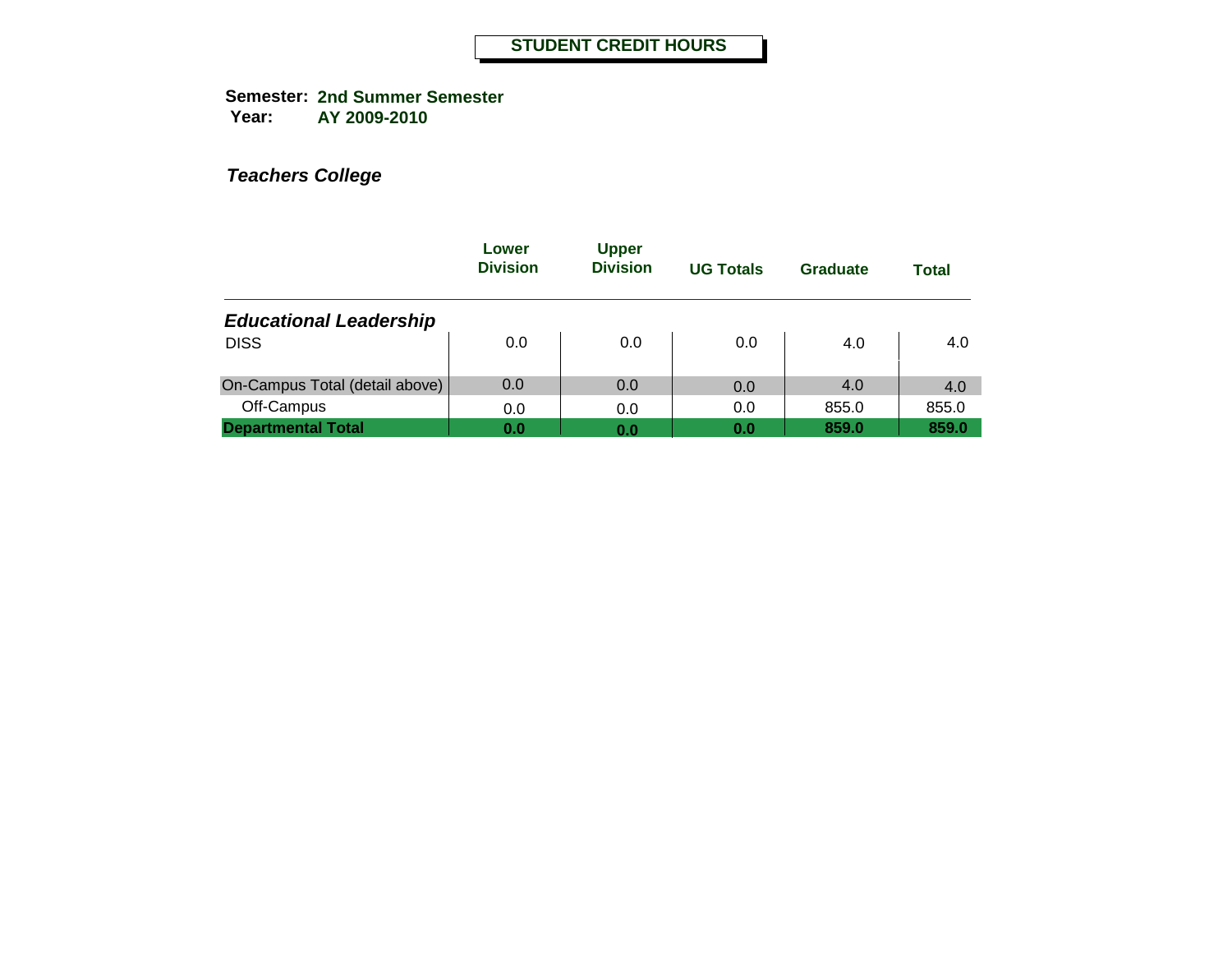# STUDENT CREDIT HOURS

**Semester:** 2nd Summer Semester
**Year:** AY 2009-2010

## *Teachers College*

| | Lower Division | Upper Division | UG Totals | Graduate | Total |
|---|---|---|---|---|---|
| ***Educational Leadership*** | | | | | |
| DISS | 0.0 | 0.0 | 0.0 | 4.0 | 4.0 |
| On-Campus Total (detail above) | 0.0 | 0.0 | 0.0 | 4.0 | 4.0 |
| Off-Campus | 0.0 | 0.0 | 0.0 | 855.0 | 855.0 |
| **Departmental Total** | **0.0** | **0.0** | **0.0** | **859.0** | **859.0** |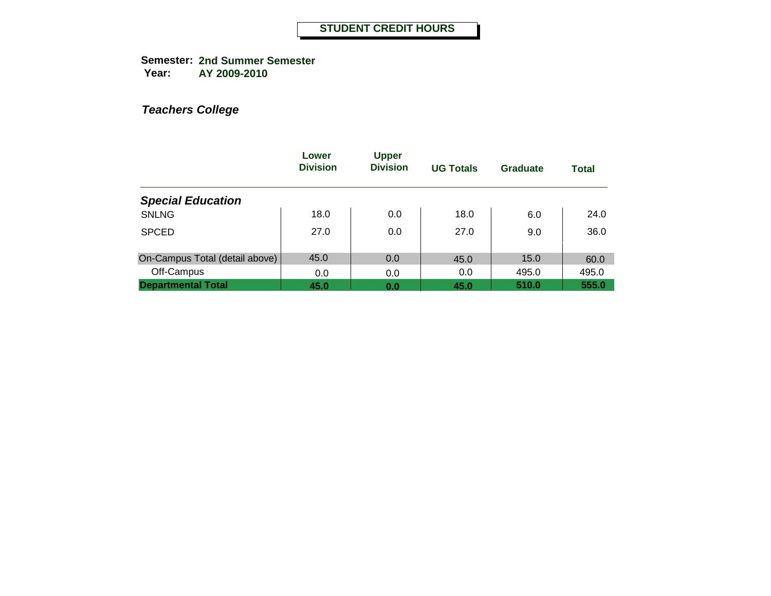# STUDENT CREDIT HOURS

**Semester:** **2nd Summer Semester**
**Year:** **AY 2009-2010**

***Teachers College***

| | Lower Division | Upper Division | UG Totals | Graduate | Total |
|---|---|---|---|---|---|
| ***Special Education*** | | | | | |
| SNLNG | 18.0 | 0.0 | 18.0 | 6.0 | 24.0 |
| SPCED | 27.0 | 0.0 | 27.0 | 9.0 | 36.0 |
| On-Campus Total (detail above) | 45.0 | 0.0 | 45.0 | 15.0 | 60.0 |
| Off-Campus | 0.0 | 0.0 | 0.0 | 495.0 | 495.0 |
| **Departmental Total** | **45.0** | **0.0** | **45.0** | **510.0** | **555.0** |